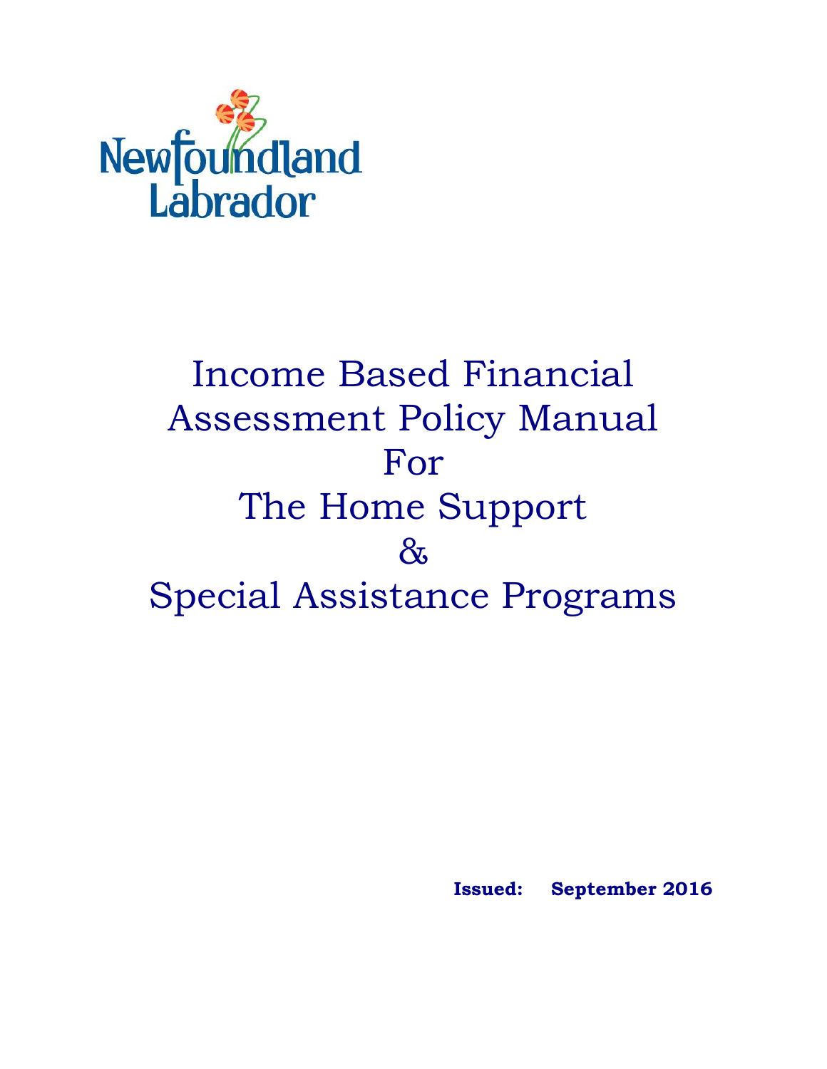Newfoundland Labrador

# Income Based Financial Assessment Policy Manual For The Home Support & Special Assistance Programs

**Issued: September 2016**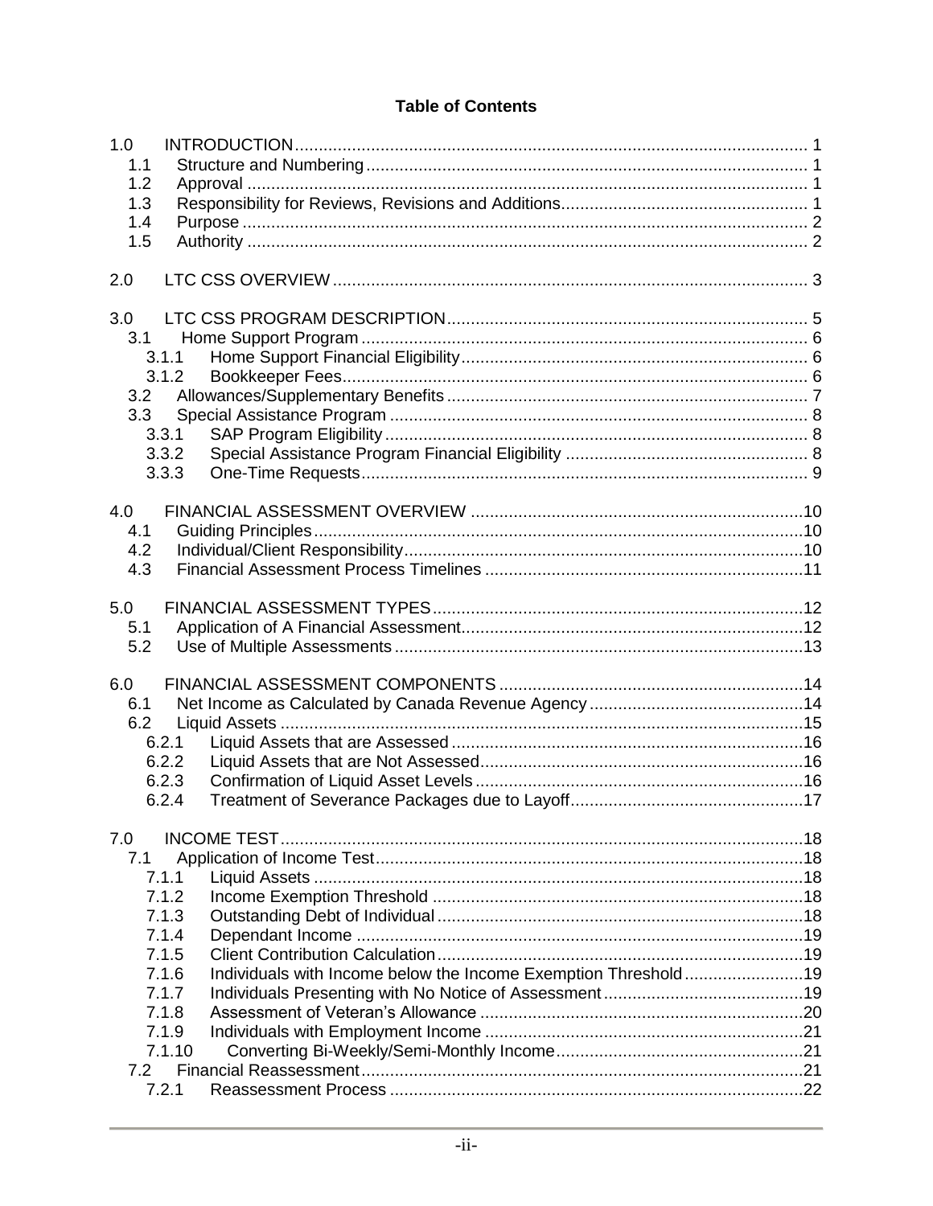# Table of Contents

| | | |
|---|---|---|
| 1.0 | INTRODUCTION | 1 |
| 1.1 | Structure and Numbering | 1 |
| 1.2 | Approval | 1 |
| 1.3 | Responsibility for Reviews, Revisions and Additions | 1 |
| 1.4 | Purpose | 2 |
| 1.5 | Authority | 2 |
| 2.0 | LTC CSS OVERVIEW | 3 |
| 3.0 | LTC CSS PROGRAM DESCRIPTION | 5 |
| 3.1 | Home Support Program | 6 |
| 3.1.1 | Home Support Financial Eligibility | 6 |
| 3.1.2 | Bookkeeper Fees | 6 |
| 3.2 | Allowances/Supplementary Benefits | 7 |
| 3.3 | Special Assistance Program | 8 |
| 3.3.1 | SAP Program Eligibility | 8 |
| 3.3.2 | Special Assistance Program Financial Eligibility | 8 |
| 3.3.3 | One-Time Requests | 9 |
| 4.0 | FINANCIAL ASSESSMENT OVERVIEW | 10 |
| 4.1 | Guiding Principles | 10 |
| 4.2 | Individual/Client Responsibility | 10 |
| 4.3 | Financial Assessment Process Timelines | 11 |
| 5.0 | FINANCIAL ASSESSMENT TYPES | 12 |
| 5.1 | Application of A Financial Assessment | 12 |
| 5.2 | Use of Multiple Assessments | 13 |
| 6.0 | FINANCIAL ASSESSMENT COMPONENTS | 14 |
| 6.1 | Net Income as Calculated by Canada Revenue Agency | 14 |
| 6.2 | Liquid Assets | 15 |
| 6.2.1 | Liquid Assets that are Assessed | 16 |
| 6.2.2 | Liquid Assets that are Not Assessed | 16 |
| 6.2.3 | Confirmation of Liquid Asset Levels | 16 |
| 6.2.4 | Treatment of Severance Packages due to Layoff | 17 |
| 7.0 | INCOME TEST | 18 |
| 7.1 | Application of Income Test | 18 |
| 7.1.1 | Liquid Assets | 18 |
| 7.1.2 | Income Exemption Threshold | 18 |
| 7.1.3 | Outstanding Debt of Individual | 18 |
| 7.1.4 | Dependant Income | 19 |
| 7.1.5 | Client Contribution Calculation | 19 |
| 7.1.6 | Individuals with Income below the Income Exemption Threshold | 19 |
| 7.1.7 | Individuals Presenting with No Notice of Assessment | 19 |
| 7.1.8 | Assessment of Veteran's Allowance | 20 |
| 7.1.9 | Individuals with Employment Income | 21 |
| 7.1.10 | Converting Bi-Weekly/Semi-Monthly Income | 21 |
| 7.2 | Financial Reassessment | 21 |
| 7.2.1 | Reassessment Process | 22 |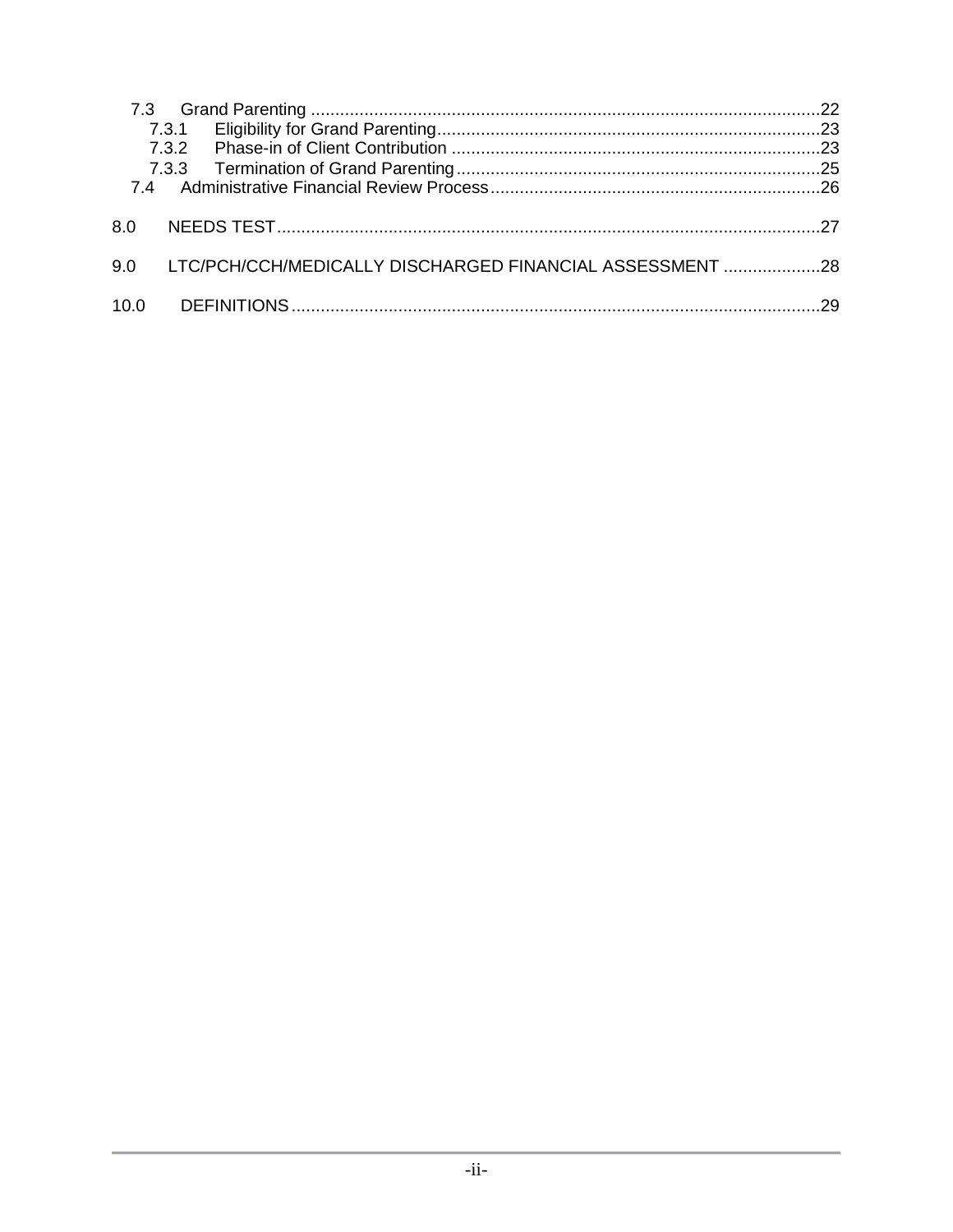- 7.3 Grand Parenting ........................................................................................................22
  - 7.3.1 Eligibility for Grand Parenting..............................................................................23
  - 7.3.2 Phase-in of Client Contribution ...........................................................................23
  - 7.3.3 Termination of Grand Parenting..........................................................................25
- 7.4 Administrative Financial Review Process...................................................................26

8.0 NEEDS TEST...............................................................................................................27

9.0 LTC/PCH/CCH/MEDICALLY DISCHARGED FINANCIAL ASSESSMENT ....................28

10.0 DEFINITIONS............................................................................................................29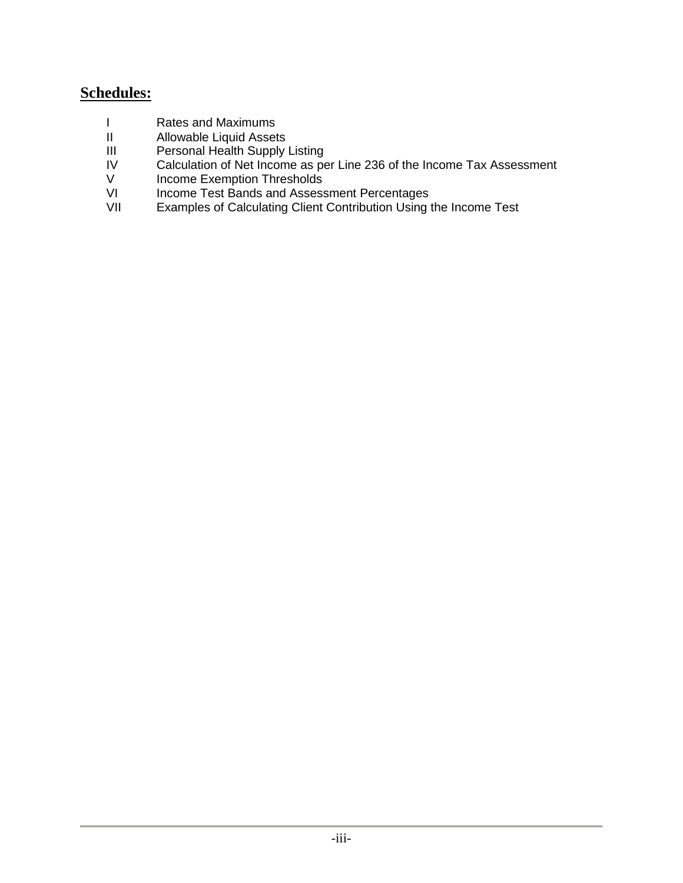## Schedules:

| | |
|---|---|
| I | Rates and Maximums |
| II | Allowable Liquid Assets |
| III | Personal Health Supply Listing |
| IV | Calculation of Net Income as per Line 236 of the Income Tax Assessment |
| V | Income Exemption Thresholds |
| VI | Income Test Bands and Assessment Percentages |
| VII | Examples of Calculating Client Contribution Using the Income Test |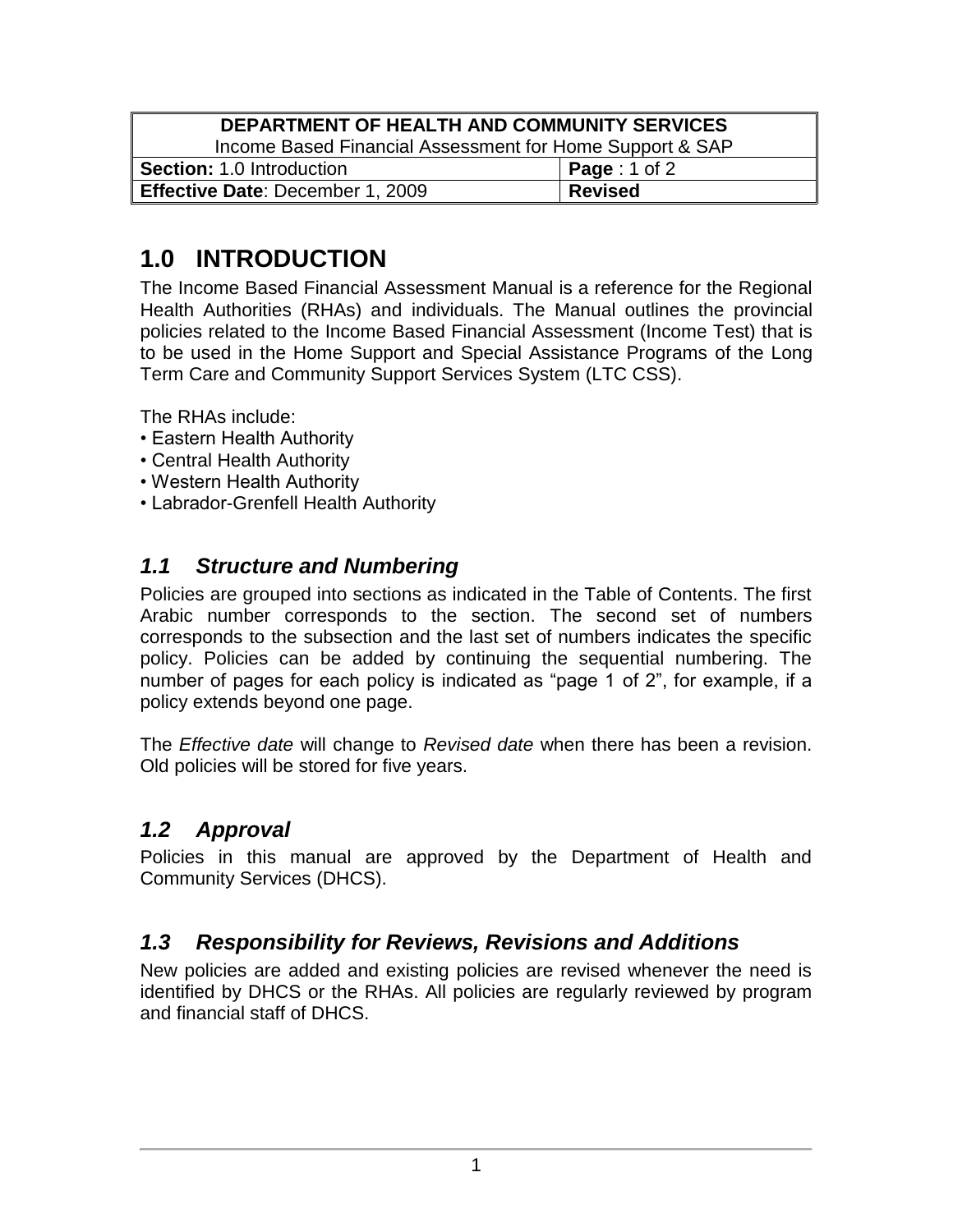| DEPARTMENT OF HEALTH AND COMMUNITY SERVICES | |
|---|---|
| Income Based Financial Assessment for Home Support & SAP | |
| **Section:** 1.0 Introduction | **Page** : 1 of 2 |
| **Effective Date**: December 1, 2009 | **Revised** |

# 1.0 INTRODUCTION

The Income Based Financial Assessment Manual is a reference for the Regional Health Authorities (RHAs) and individuals. The Manual outlines the provincial policies related to the Income Based Financial Assessment (Income Test) that is to be used in the Home Support and Special Assistance Programs of the Long Term Care and Community Support Services System (LTC CSS).

The RHAs include:

- Eastern Health Authority
- Central Health Authority
- Western Health Authority
- Labrador-Grenfell Health Authority

## *1.1 Structure and Numbering*

Policies are grouped into sections as indicated in the Table of Contents. The first Arabic number corresponds to the section. The second set of numbers corresponds to the subsection and the last set of numbers indicates the specific policy. Policies can be added by continuing the sequential numbering. The number of pages for each policy is indicated as "page 1 of 2", for example, if a policy extends beyond one page.

The *Effective date* will change to *Revised date* when there has been a revision. Old policies will be stored for five years.

## *1.2 Approval*

Policies in this manual are approved by the Department of Health and Community Services (DHCS).

## *1.3 Responsibility for Reviews, Revisions and Additions*

New policies are added and existing policies are revised whenever the need is identified by DHCS or the RHAs. All policies are regularly reviewed by program and financial staff of DHCS.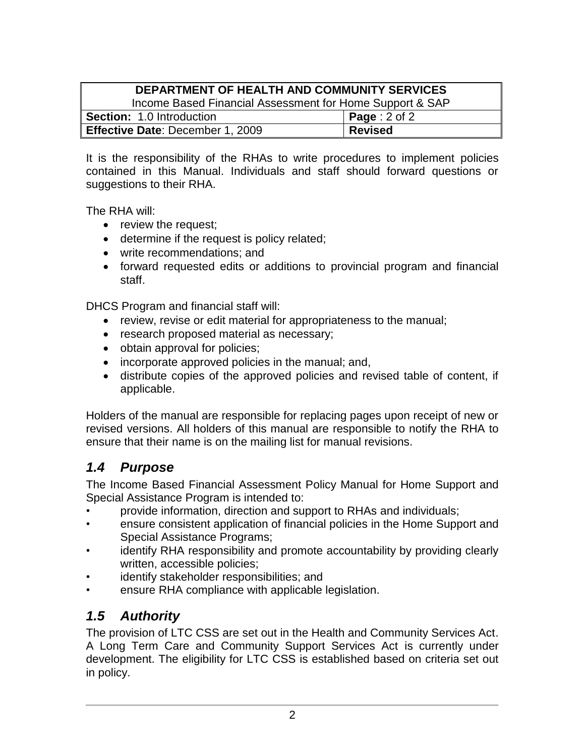It is the responsibility of the RHAs to write procedures to implement policies contained in this Manual. Individuals and staff should forward questions or suggestions to their RHA.

The RHA will:

- review the request;
- determine if the request is policy related;
- write recommendations; and
- forward requested edits or additions to provincial program and financial staff.

DHCS Program and financial staff will:

- review, revise or edit material for appropriateness to the manual;
- research proposed material as necessary;
- obtain approval for policies;
- incorporate approved policies in the manual; and,
- distribute copies of the approved policies and revised table of content, if applicable.

Holders of the manual are responsible for replacing pages upon receipt of new or revised versions. All holders of this manual are responsible to notify the RHA to ensure that their name is on the mailing list for manual revisions.

## *1.4 Purpose*

The Income Based Financial Assessment Policy Manual for Home Support and Special Assistance Program is intended to:

- provide information, direction and support to RHAs and individuals;
- ensure consistent application of financial policies in the Home Support and Special Assistance Programs;
- identify RHA responsibility and promote accountability by providing clearly written, accessible policies;
- identify stakeholder responsibilities; and
- ensure RHA compliance with applicable legislation.

## *1.5 Authority*

The provision of LTC CSS are set out in the Health and Community Services Act. A Long Term Care and Community Support Services Act is currently under development. The eligibility for LTC CSS is established based on criteria set out in policy.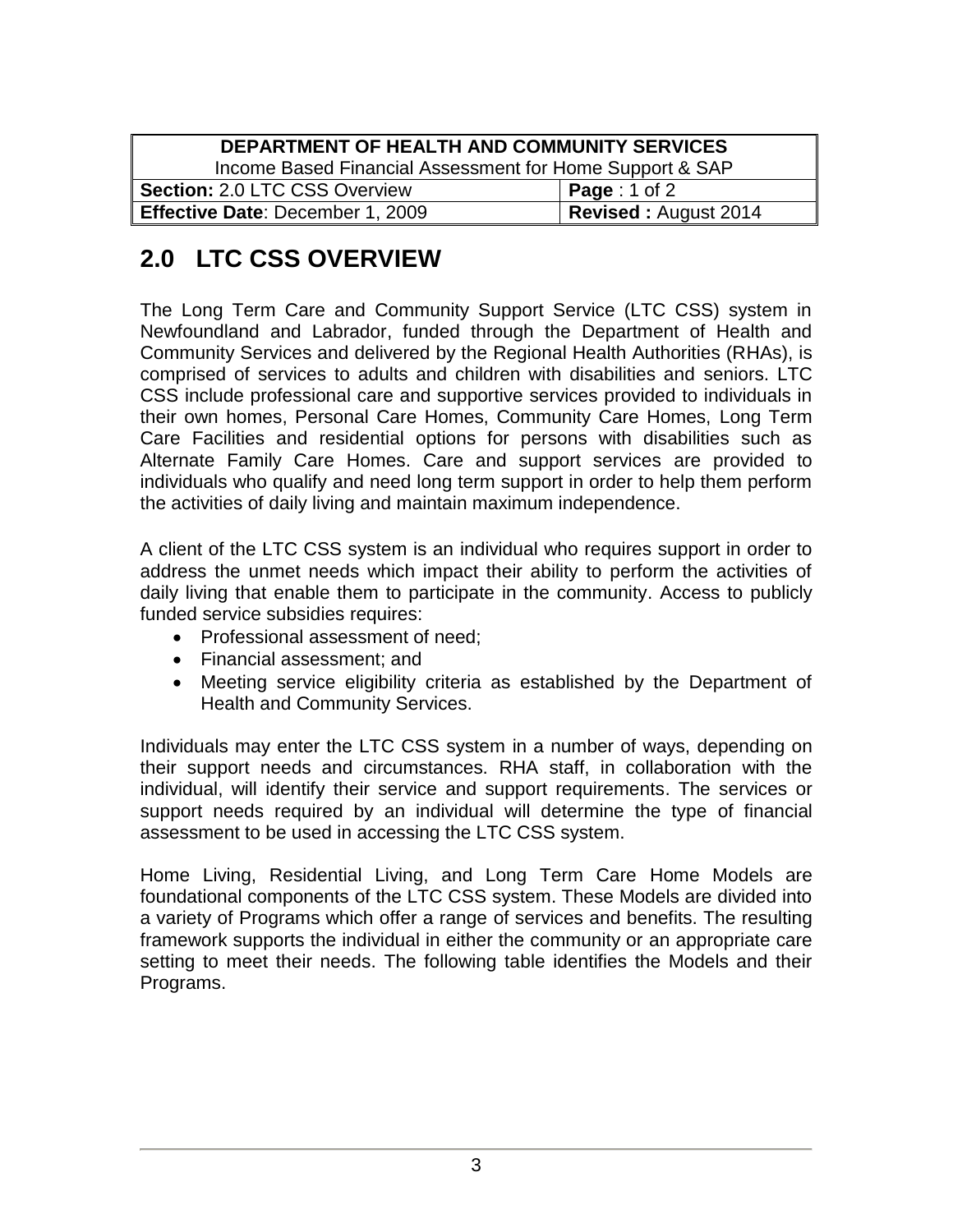## 2.0 LTC CSS OVERVIEW

The Long Term Care and Community Support Service (LTC CSS) system in Newfoundland and Labrador, funded through the Department of Health and Community Services and delivered by the Regional Health Authorities (RHAs), is comprised of services to adults and children with disabilities and seniors. LTC CSS include professional care and supportive services provided to individuals in their own homes, Personal Care Homes, Community Care Homes, Long Term Care Facilities and residential options for persons with disabilities such as Alternate Family Care Homes. Care and support services are provided to individuals who qualify and need long term support in order to help them perform the activities of daily living and maintain maximum independence.

A client of the LTC CSS system is an individual who requires support in order to address the unmet needs which impact their ability to perform the activities of daily living that enable them to participate in the community. Access to publicly funded service subsidies requires:

- Professional assessment of need;
- Financial assessment; and
- Meeting service eligibility criteria as established by the Department of Health and Community Services.

Individuals may enter the LTC CSS system in a number of ways, depending on their support needs and circumstances. RHA staff, in collaboration with the individual, will identify their service and support requirements. The services or support needs required by an individual will determine the type of financial assessment to be used in accessing the LTC CSS system.

Home Living, Residential Living, and Long Term Care Home Models are foundational components of the LTC CSS system. These Models are divided into a variety of Programs which offer a range of services and benefits. The resulting framework supports the individual in either the community or an appropriate care setting to meet their needs. The following table identifies the Models and their Programs.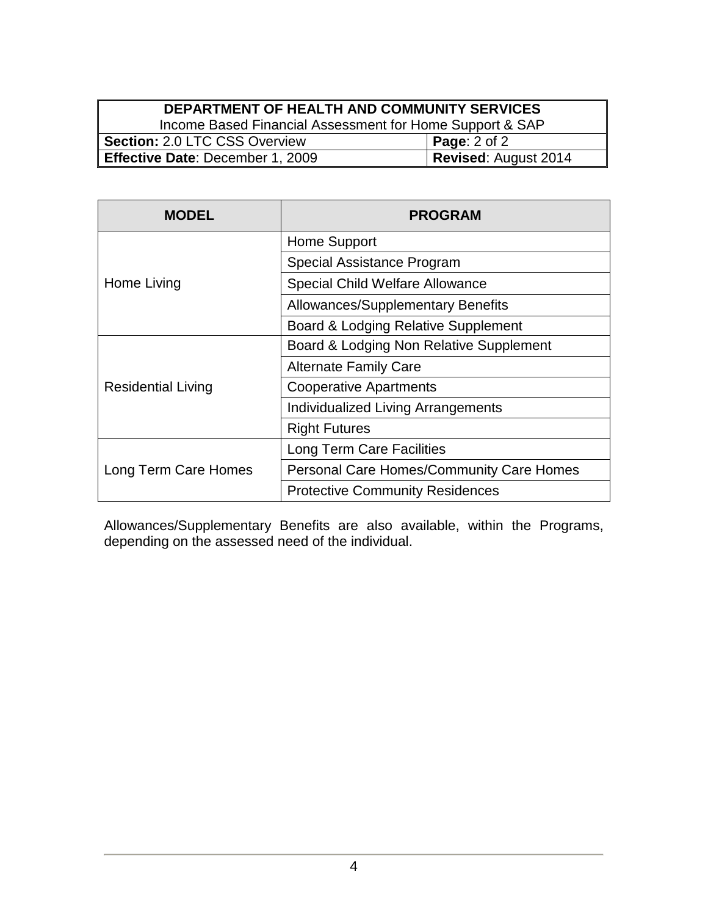| MODEL | PROGRAM |
|---|---|
| Home Living | Home Support |
| | Special Assistance Program |
| | Special Child Welfare Allowance |
| | Allowances/Supplementary Benefits |
| | Board & Lodging Relative Supplement |
| Residential Living | Board & Lodging Non Relative Supplement |
| | Alternate Family Care |
| | Cooperative Apartments |
| | Individualized Living Arrangements |
| | Right Futures |
| Long Term Care Homes | Long Term Care Facilities |
| | Personal Care Homes/Community Care Homes |
| | Protective Community Residences |

Allowances/Supplementary Benefits are also available, within the Programs, depending on the assessed need of the individual.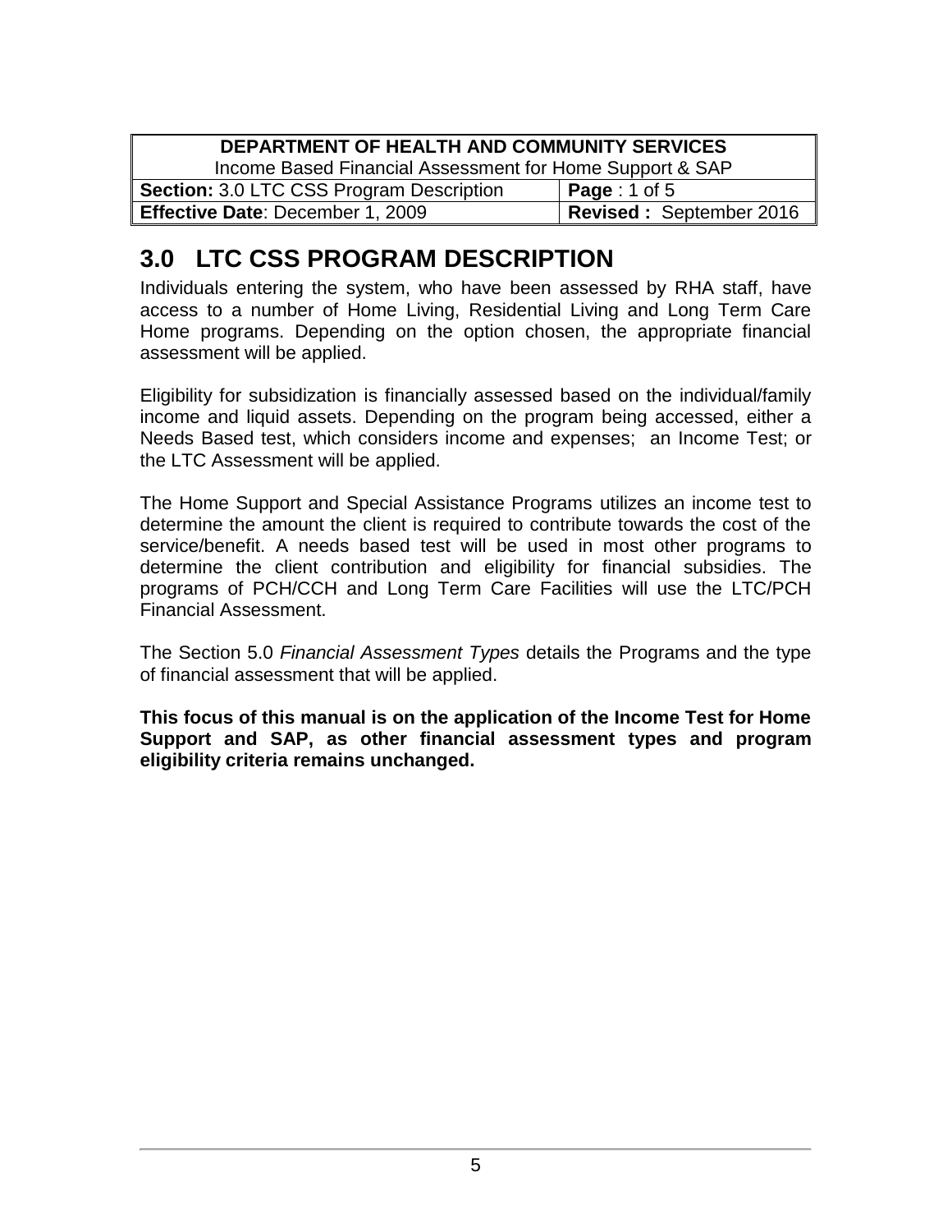| DEPARTMENT OF HEALTH AND COMMUNITY SERVICES | |
|---|---|
| Income Based Financial Assessment for Home Support & SAP | |
| **Section:** 3.0 LTC CSS Program Description | **Page** : 1 of 5 |
| **Effective Date**: December 1, 2009 | **Revised :** September 2016 |

# 3.0 LTC CSS PROGRAM DESCRIPTION

Individuals entering the system, who have been assessed by RHA staff, have access to a number of Home Living, Residential Living and Long Term Care Home programs. Depending on the option chosen, the appropriate financial assessment will be applied.

Eligibility for subsidization is financially assessed based on the individual/family income and liquid assets. Depending on the program being accessed, either a Needs Based test, which considers income and expenses; an Income Test; or the LTC Assessment will be applied.

The Home Support and Special Assistance Programs utilizes an income test to determine the amount the client is required to contribute towards the cost of the service/benefit. A needs based test will be used in most other programs to determine the client contribution and eligibility for financial subsidies. The programs of PCH/CCH and Long Term Care Facilities will use the LTC/PCH Financial Assessment.

The Section 5.0 *Financial Assessment Types* details the Programs and the type of financial assessment that will be applied.

**This focus of this manual is on the application of the Income Test for Home Support and SAP, as other financial assessment types and program eligibility criteria remains unchanged.**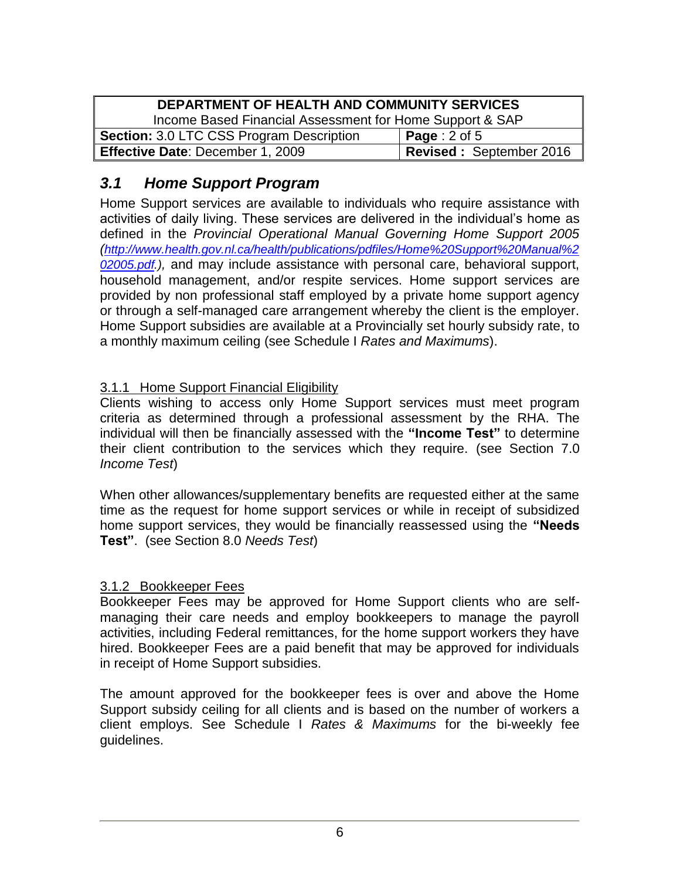## *3.1 Home Support Program*

Home Support services are available to individuals who require assistance with activities of daily living. These services are delivered in the individual's home as defined in the *Provincial Operational Manual Governing Home Support 2005 (http://www.health.gov.nl.ca/health/publications/pdfiles/Home%20Support%20Manual%202005.pdf.),* and may include assistance with personal care, behavioral support, household management, and/or respite services. Home support services are provided by non professional staff employed by a private home support agency or through a self-managed care arrangement whereby the client is the employer. Home Support subsidies are available at a Provincially set hourly subsidy rate, to a monthly maximum ceiling (see Schedule I *Rates and Maximums*).

### 3.1.1 Home Support Financial Eligibility

Clients wishing to access only Home Support services must meet program criteria as determined through a professional assessment by the RHA. The individual will then be financially assessed with the **"Income Test"** to determine their client contribution to the services which they require. (see Section 7.0 *Income Test*)

When other allowances/supplementary benefits are requested either at the same time as the request for home support services or while in receipt of subsidized home support services, they would be financially reassessed using the **"Needs Test"**. (see Section 8.0 *Needs Test*)

### 3.1.2 Bookkeeper Fees

Bookkeeper Fees may be approved for Home Support clients who are self-managing their care needs and employ bookkeepers to manage the payroll activities, including Federal remittances, for the home support workers they have hired. Bookkeeper Fees are a paid benefit that may be approved for individuals in receipt of Home Support subsidies.

The amount approved for the bookkeeper fees is over and above the Home Support subsidy ceiling for all clients and is based on the number of workers a client employs. See Schedule I *Rates & Maximums* for the bi-weekly fee guidelines.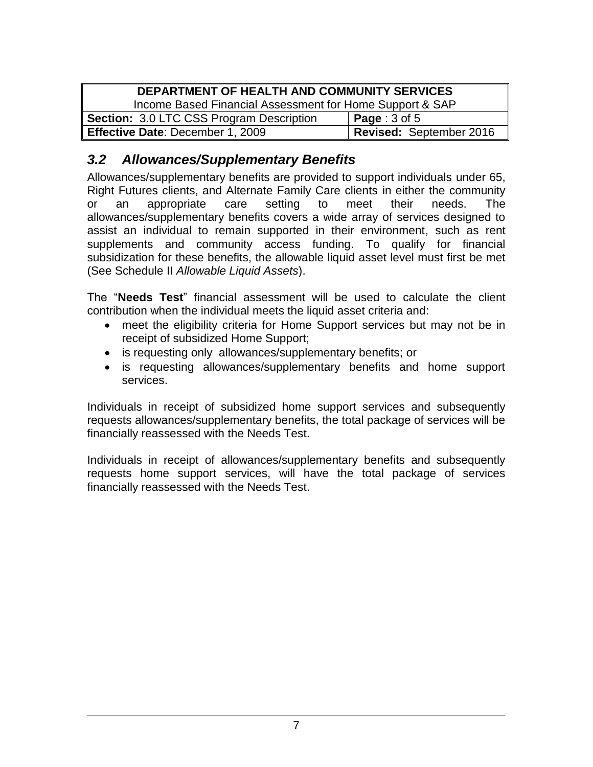## 3.2 Allowances/Supplementary Benefits

Allowances/supplementary benefits are provided to support individuals under 65, Right Futures clients, and Alternate Family Care clients in either the community or an appropriate care setting to meet their needs. The allowances/supplementary benefits covers a wide array of services designed to assist an individual to remain supported in their environment, such as rent supplements and community access funding. To qualify for financial subsidization for these benefits, the allowable liquid asset level must first be met (See Schedule II *Allowable Liquid Assets*).

The "**Needs Test**" financial assessment will be used to calculate the client contribution when the individual meets the liquid asset criteria and:

- meet the eligibility criteria for Home Support services but may not be in receipt of subsidized Home Support;
- is requesting only allowances/supplementary benefits; or
- is requesting allowances/supplementary benefits and home support services.

Individuals in receipt of subsidized home support services and subsequently requests allowances/supplementary benefits, the total package of services will be financially reassessed with the Needs Test.

Individuals in receipt of allowances/supplementary benefits and subsequently requests home support services, will have the total package of services financially reassessed with the Needs Test.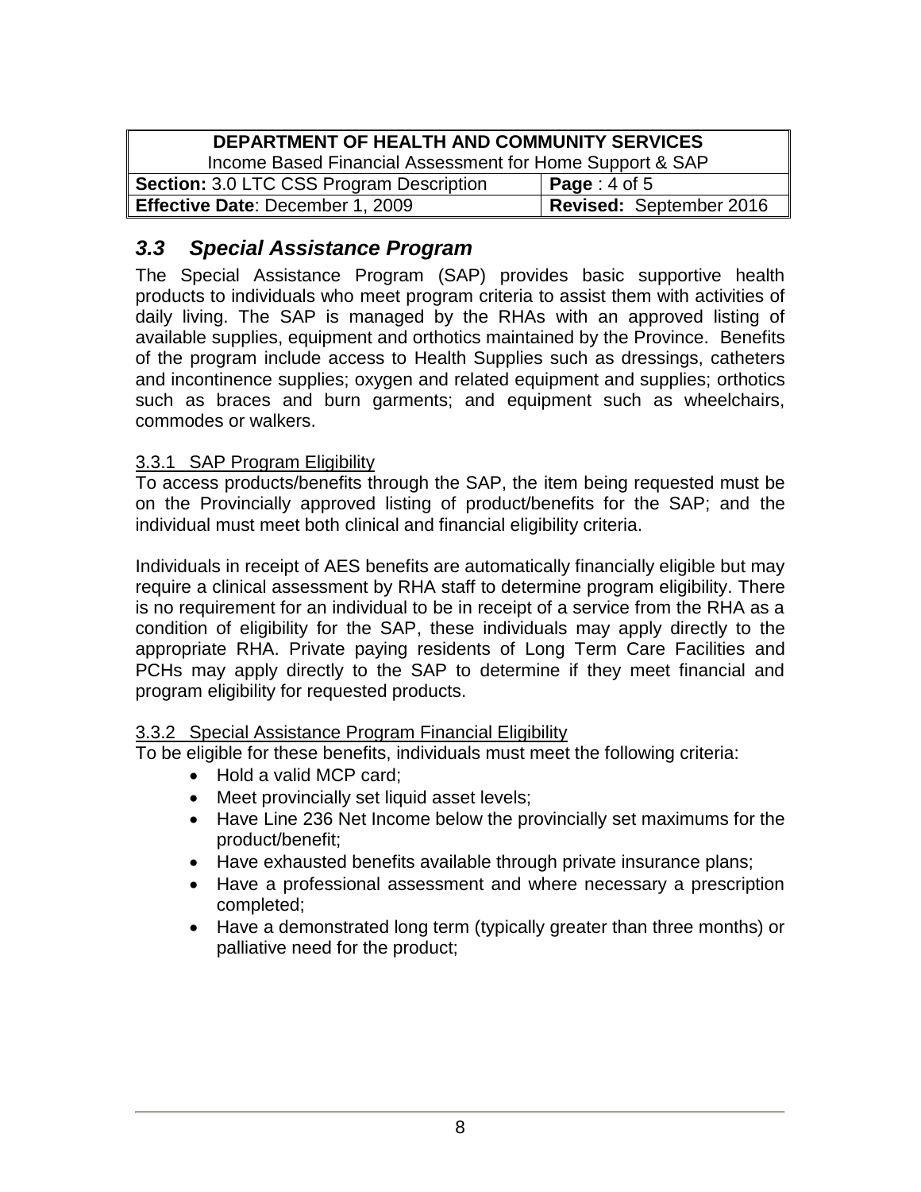## 3.3 *Special Assistance Program*

The Special Assistance Program (SAP) provides basic supportive health products to individuals who meet program criteria to assist them with activities of daily living. The SAP is managed by the RHAs with an approved listing of available supplies, equipment and orthotics maintained by the Province. Benefits of the program include access to Health Supplies such as dressings, catheters and incontinence supplies; oxygen and related equipment and supplies; orthotics such as braces and burn garments; and equipment such as wheelchairs, commodes or walkers.

### 3.3.1 SAP Program Eligibility

To access products/benefits through the SAP, the item being requested must be on the Provincially approved listing of product/benefits for the SAP; and the individual must meet both clinical and financial eligibility criteria.

Individuals in receipt of AES benefits are automatically financially eligible but may require a clinical assessment by RHA staff to determine program eligibility. There is no requirement for an individual to be in receipt of a service from the RHA as a condition of eligibility for the SAP, these individuals may apply directly to the appropriate RHA. Private paying residents of Long Term Care Facilities and PCHs may apply directly to the SAP to determine if they meet financial and program eligibility for requested products.

### 3.3.2 Special Assistance Program Financial Eligibility

To be eligible for these benefits, individuals must meet the following criteria:

- Hold a valid MCP card;
- Meet provincially set liquid asset levels;
- Have Line 236 Net Income below the provincially set maximums for the product/benefit;
- Have exhausted benefits available through private insurance plans;
- Have a professional assessment and where necessary a prescription completed;
- Have a demonstrated long term (typically greater than three months) or palliative need for the product;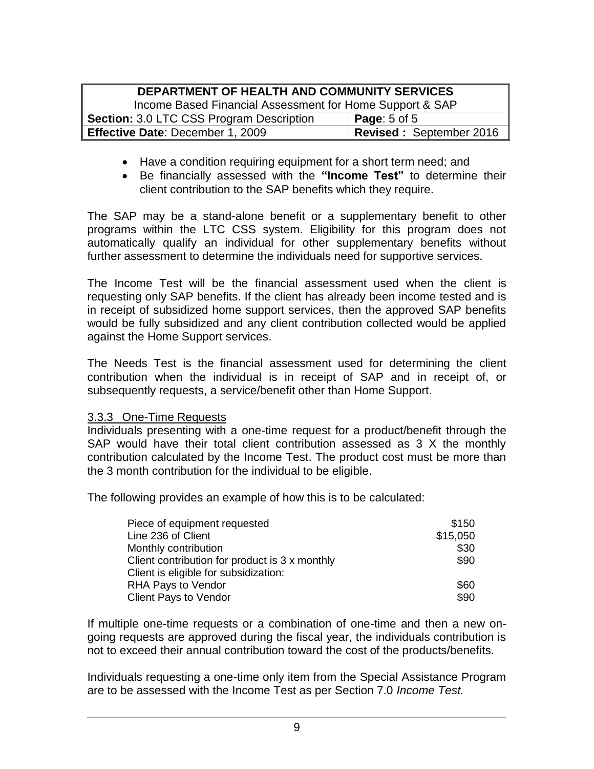- Have a condition requiring equipment for a short term need; and
- Be financially assessed with the **"Income Test"** to determine their client contribution to the SAP benefits which they require.

The SAP may be a stand-alone benefit or a supplementary benefit to other programs within the LTC CSS system. Eligibility for this program does not automatically qualify an individual for other supplementary benefits without further assessment to determine the individuals need for supportive services.

The Income Test will be the financial assessment used when the client is requesting only SAP benefits. If the client has already been income tested and is in receipt of subsidized home support services, then the approved SAP benefits would be fully subsidized and any client contribution collected would be applied against the Home Support services.

The Needs Test is the financial assessment used for determining the client contribution when the individual is in receipt of SAP and in receipt of, or subsequently requests, a service/benefit other than Home Support.

### 3.3.3 One-Time Requests

Individuals presenting with a one-time request for a product/benefit through the SAP would have their total client contribution assessed as 3 X the monthly contribution calculated by the Income Test. The product cost must be more than the 3 month contribution for the individual to be eligible.

The following provides an example of how this is to be calculated:

| | |
|---|---|
| Piece of equipment requested | \$150 |
| Line 236 of Client | \$15,050 |
| Monthly contribution | \$30 |
| Client contribution for product is 3 x monthly | \$90 |
| Client is eligible for subsidization: | |
| RHA Pays to Vendor | \$60 |
| Client Pays to Vendor | \$90 |

If multiple one-time requests or a combination of one-time and then a new on-going requests are approved during the fiscal year, the individuals contribution is not to exceed their annual contribution toward the cost of the products/benefits.

Individuals requesting a one-time only item from the Special Assistance Program are to be assessed with the Income Test as per Section 7.0 *Income Test.*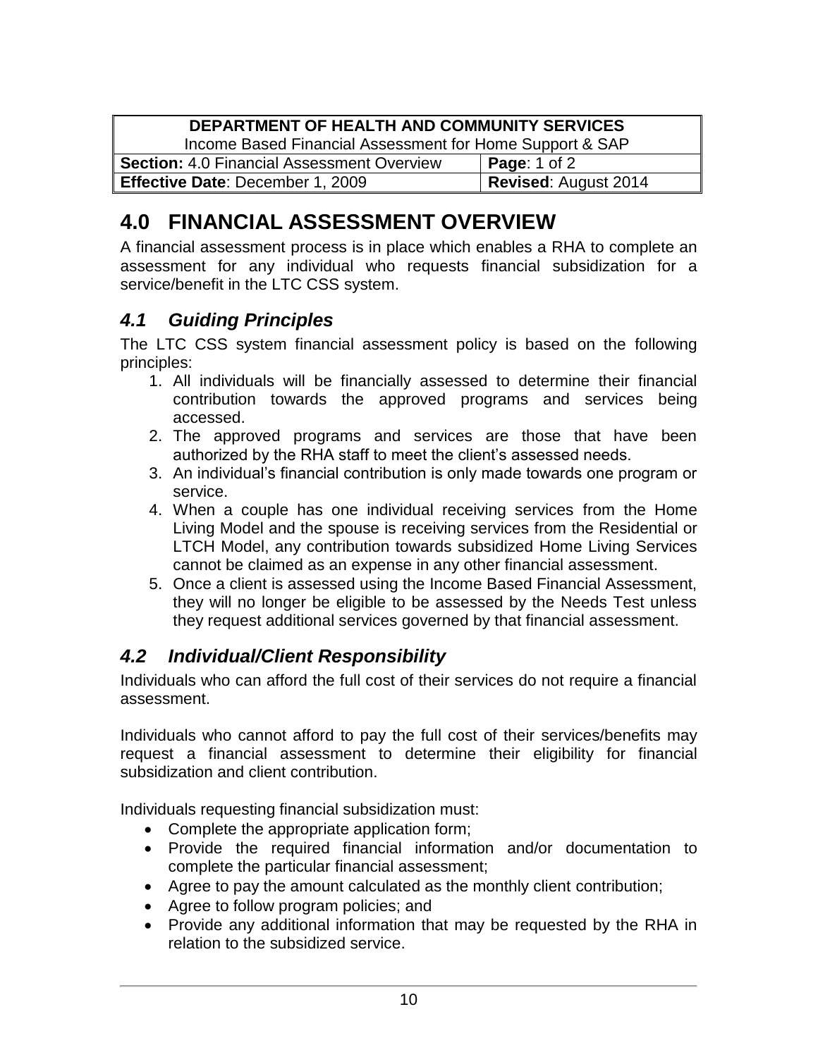| DEPARTMENT OF HEALTH AND COMMUNITY SERVICES | |
|---|---|
| Income Based Financial Assessment for Home Support & SAP | |
| **Section:** 4.0 Financial Assessment Overview | **Page**: 1 of 2 |
| **Effective Date**: December 1, 2009 | **Revised**: August 2014 |

# 4.0 FINANCIAL ASSESSMENT OVERVIEW

A financial assessment process is in place which enables a RHA to complete an assessment for any individual who requests financial subsidization for a service/benefit in the LTC CSS system.

## *4.1 Guiding Principles*

The LTC CSS system financial assessment policy is based on the following principles:

1. All individuals will be financially assessed to determine their financial contribution towards the approved programs and services being accessed.
2. The approved programs and services are those that have been authorized by the RHA staff to meet the client's assessed needs.
3. An individual's financial contribution is only made towards one program or service.
4. When a couple has one individual receiving services from the Home Living Model and the spouse is receiving services from the Residential or LTCH Model, any contribution towards subsidized Home Living Services cannot be claimed as an expense in any other financial assessment.
5. Once a client is assessed using the Income Based Financial Assessment, they will no longer be eligible to be assessed by the Needs Test unless they request additional services governed by that financial assessment.

## *4.2 Individual/Client Responsibility*

Individuals who can afford the full cost of their services do not require a financial assessment.

Individuals who cannot afford to pay the full cost of their services/benefits may request a financial assessment to determine their eligibility for financial subsidization and client contribution.

Individuals requesting financial subsidization must:

- Complete the appropriate application form;
- Provide the required financial information and/or documentation to complete the particular financial assessment;
- Agree to pay the amount calculated as the monthly client contribution;
- Agree to follow program policies; and
- Provide any additional information that may be requested by the RHA in relation to the subsidized service.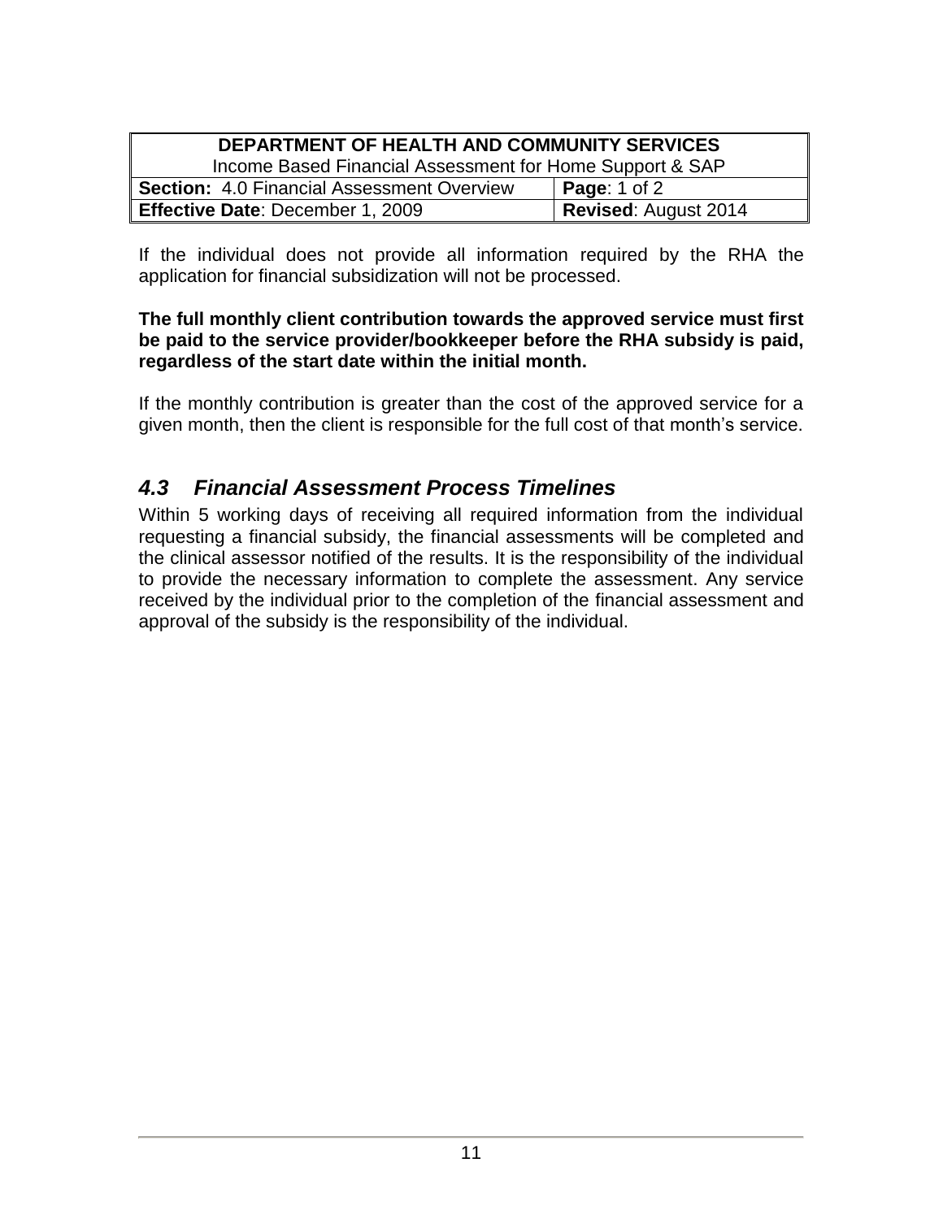If the individual does not provide all information required by the RHA the application for financial subsidization will not be processed.

**The full monthly client contribution towards the approved service must first be paid to the service provider/bookkeeper before the RHA subsidy is paid, regardless of the start date within the initial month.**

If the monthly contribution is greater than the cost of the approved service for a given month, then the client is responsible for the full cost of that month's service.

## *4.3 Financial Assessment Process Timelines*

Within 5 working days of receiving all required information from the individual requesting a financial subsidy, the financial assessments will be completed and the clinical assessor notified of the results. It is the responsibility of the individual to provide the necessary information to complete the assessment. Any service received by the individual prior to the completion of the financial assessment and approval of the subsidy is the responsibility of the individual.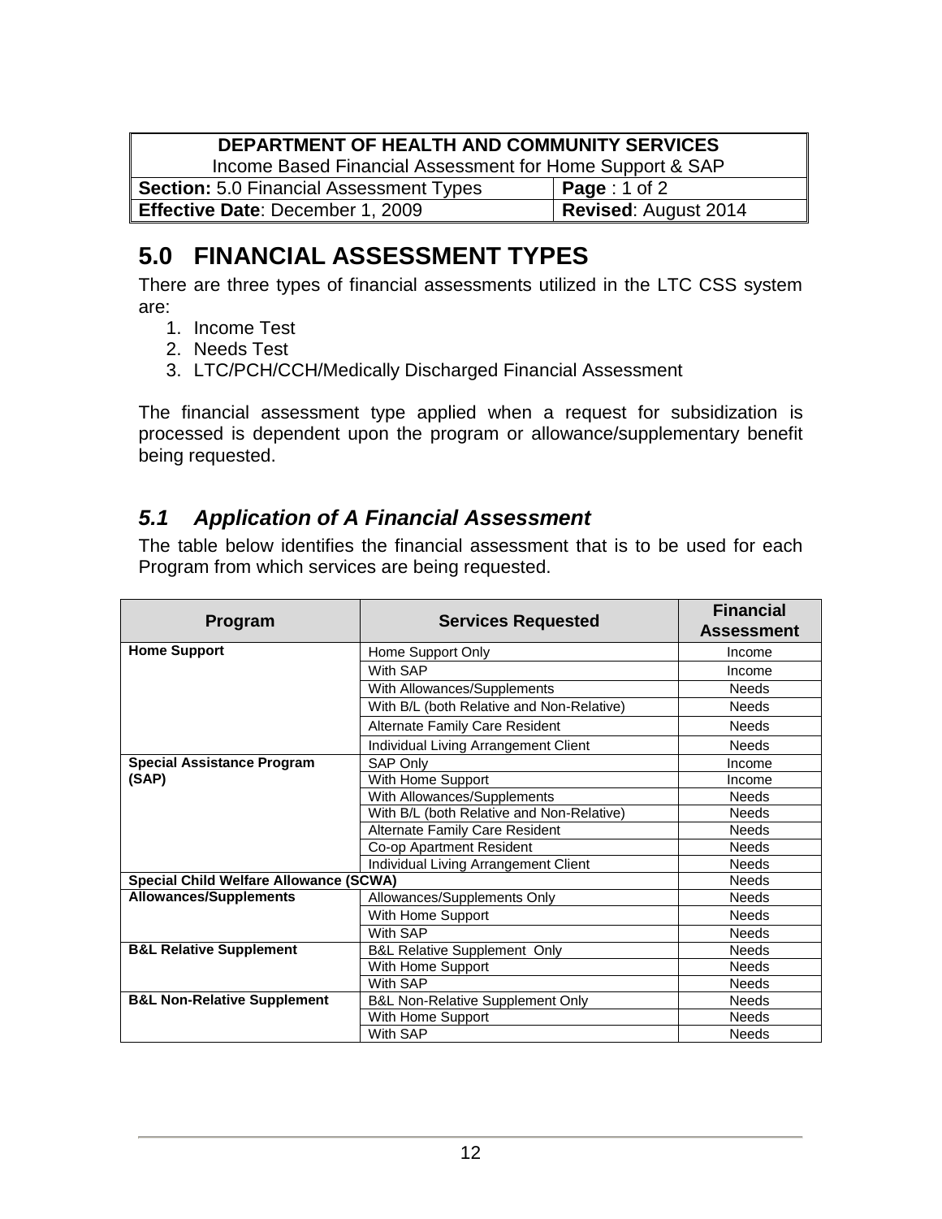| DEPARTMENT OF HEALTH AND COMMUNITY SERVICES | |
| --- | --- |
| Income Based Financial Assessment for Home Support & SAP | |
| **Section:** 5.0 Financial Assessment Types | **Page** : 1 of 2 |
| **Effective Date**: December 1, 2009 | **Revised**: August 2014 |

# 5.0 FINANCIAL ASSESSMENT TYPES

There are three types of financial assessments utilized in the LTC CSS system are:

1. Income Test
2. Needs Test
3. LTC/PCH/CCH/Medically Discharged Financial Assessment

The financial assessment type applied when a request for subsidization is processed is dependent upon the program or allowance/supplementary benefit being requested.

## *5.1 Application of A Financial Assessment*

The table below identifies the financial assessment that is to be used for each Program from which services are being requested.

| Program | Services Requested | Financial Assessment |
| --- | --- | --- |
| **Home Support** | Home Support Only | Income |
| | With SAP | Income |
| | With Allowances/Supplements | Needs |
| | With B/L (both Relative and Non-Relative) | Needs |
| | Alternate Family Care Resident | Needs |
| | Individual Living Arrangement Client | Needs |
| **Special Assistance Program (SAP)** | SAP Only | Income |
| | With Home Support | Income |
| | With Allowances/Supplements | Needs |
| | With B/L (both Relative and Non-Relative) | Needs |
| | Alternate Family Care Resident | Needs |
| | Co-op Apartment Resident | Needs |
| | Individual Living Arrangement Client | Needs |
| **Special Child Welfare Allowance (SCWA)** | | Needs |
| **Allowances/Supplements** | Allowances/Supplements Only | Needs |
| | With Home Support | Needs |
| | With SAP | Needs |
| **B&L Relative Supplement** | B&L Relative Supplement Only | Needs |
| | With Home Support | Needs |
| | With SAP | Needs |
| **B&L Non-Relative Supplement** | B&L Non-Relative Supplement Only | Needs |
| | With Home Support | Needs |
| | With SAP | Needs |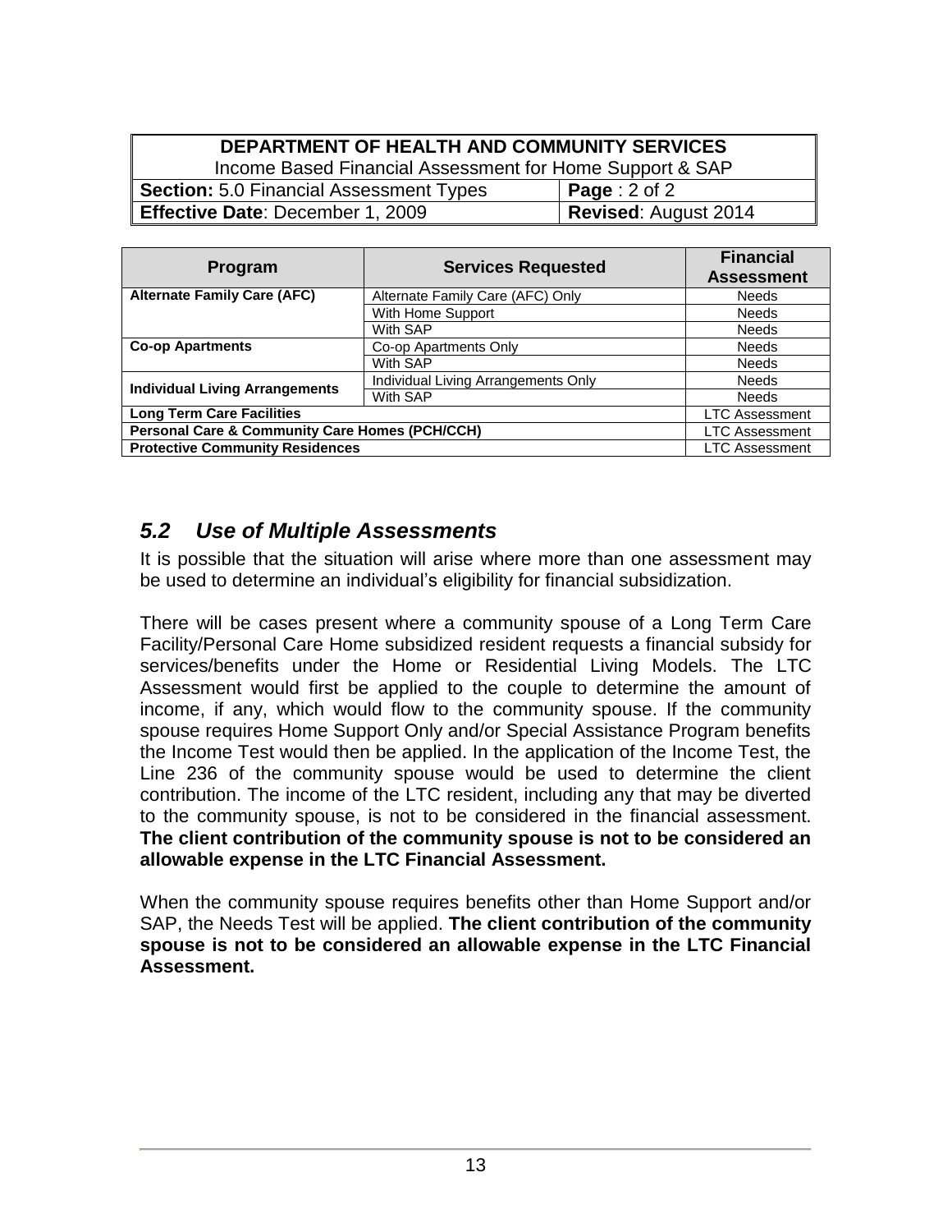| Program | Services Requested | Financial Assessment |
|---|---|---|
| **Alternate Family Care (AFC)** | Alternate Family Care (AFC) Only | Needs |
| | With Home Support | Needs |
| | With SAP | Needs |
| **Co-op Apartments** | Co-op Apartments Only | Needs |
| | With SAP | Needs |
| **Individual Living Arrangements** | Individual Living Arrangements Only | Needs |
| | With SAP | Needs |
| **Long Term Care Facilities** | | LTC Assessment |
| **Personal Care & Community Care Homes (PCH/CCH)** | | LTC Assessment |
| **Protective Community Residences** | | LTC Assessment |

## *5.2 Use of Multiple Assessments*

It is possible that the situation will arise where more than one assessment may be used to determine an individual's eligibility for financial subsidization.

There will be cases present where a community spouse of a Long Term Care Facility/Personal Care Home subsidized resident requests a financial subsidy for services/benefits under the Home or Residential Living Models. The LTC Assessment would first be applied to the couple to determine the amount of income, if any, which would flow to the community spouse. If the community spouse requires Home Support Only and/or Special Assistance Program benefits the Income Test would then be applied. In the application of the Income Test, the Line 236 of the community spouse would be used to determine the client contribution. The income of the LTC resident, including any that may be diverted to the community spouse, is not to be considered in the financial assessment. **The client contribution of the community spouse is not to be considered an allowable expense in the LTC Financial Assessment.**

When the community spouse requires benefits other than Home Support and/or SAP, the Needs Test will be applied. **The client contribution of the community spouse is not to be considered an allowable expense in the LTC Financial Assessment.**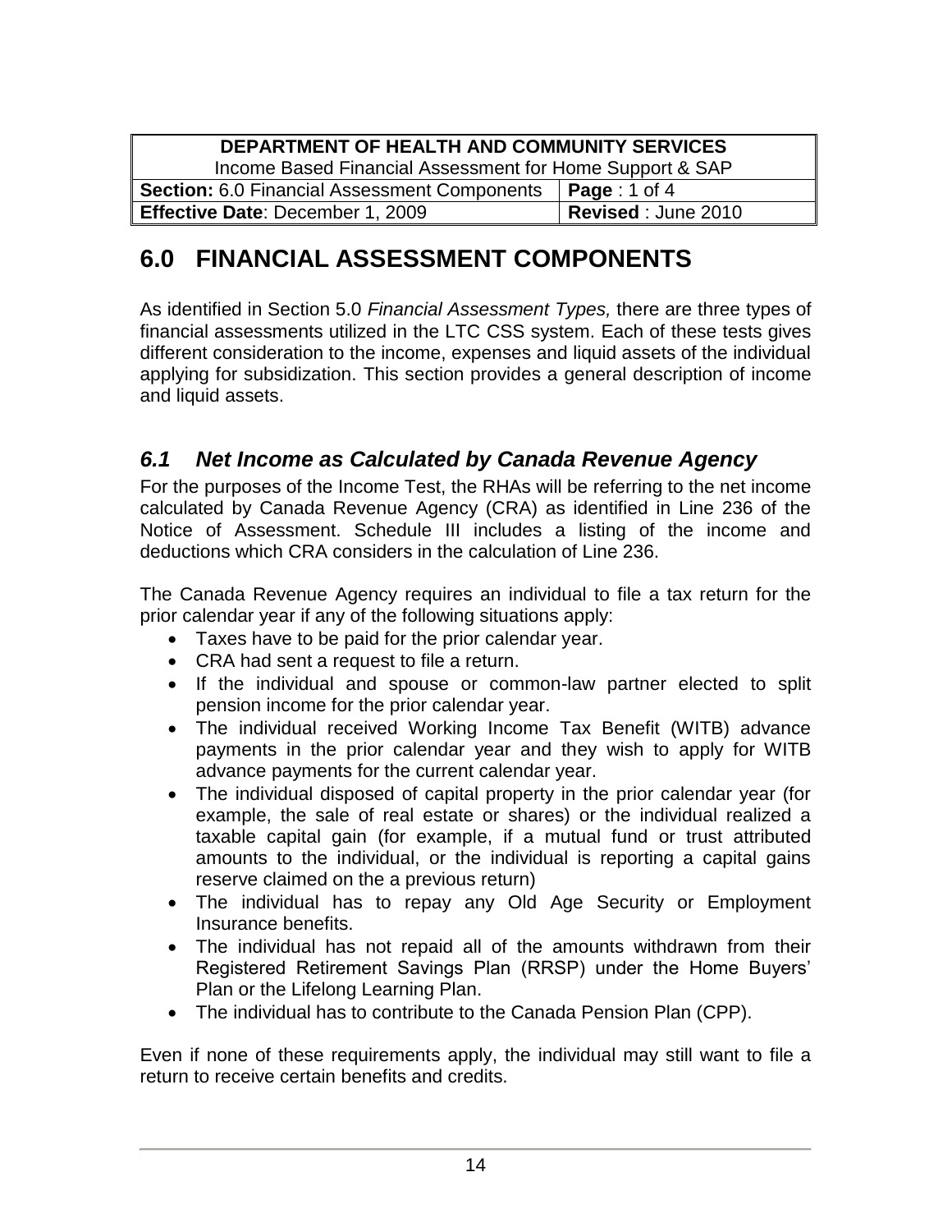# 6.0 FINANCIAL ASSESSMENT COMPONENTS

As identified in Section 5.0 *Financial Assessment Types,* there are three types of financial assessments utilized in the LTC CSS system. Each of these tests gives different consideration to the income, expenses and liquid assets of the individual applying for subsidization. This section provides a general description of income and liquid assets.

## *6.1 Net Income as Calculated by Canada Revenue Agency*

For the purposes of the Income Test, the RHAs will be referring to the net income calculated by Canada Revenue Agency (CRA) as identified in Line 236 of the Notice of Assessment. Schedule III includes a listing of the income and deductions which CRA considers in the calculation of Line 236.

The Canada Revenue Agency requires an individual to file a tax return for the prior calendar year if any of the following situations apply:

- Taxes have to be paid for the prior calendar year.
- CRA had sent a request to file a return.
- If the individual and spouse or common-law partner elected to split pension income for the prior calendar year.
- The individual received Working Income Tax Benefit (WITB) advance payments in the prior calendar year and they wish to apply for WITB advance payments for the current calendar year.
- The individual disposed of capital property in the prior calendar year (for example, the sale of real estate or shares) or the individual realized a taxable capital gain (for example, if a mutual fund or trust attributed amounts to the individual, or the individual is reporting a capital gains reserve claimed on the a previous return)
- The individual has to repay any Old Age Security or Employment Insurance benefits.
- The individual has not repaid all of the amounts withdrawn from their Registered Retirement Savings Plan (RRSP) under the Home Buyers' Plan or the Lifelong Learning Plan.
- The individual has to contribute to the Canada Pension Plan (CPP).

Even if none of these requirements apply, the individual may still want to file a return to receive certain benefits and credits.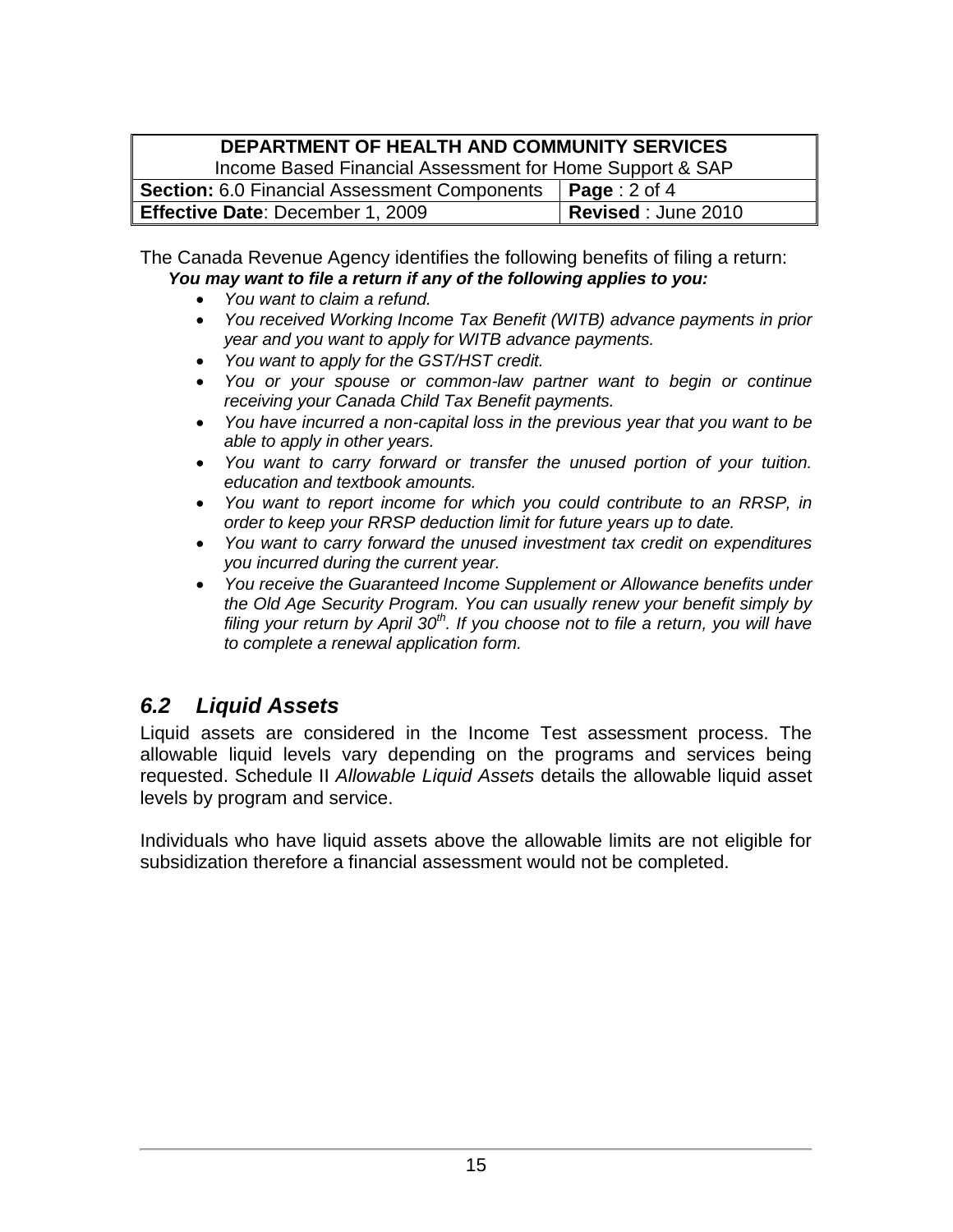The Canada Revenue Agency identifies the following benefits of filing a return:

***You may want to file a return if any of the following applies to you:***

- *You want to claim a refund.*
- *You received Working Income Tax Benefit (WITB) advance payments in prior year and you want to apply for WITB advance payments.*
- *You want to apply for the GST/HST credit.*
- *You or your spouse or common-law partner want to begin or continue receiving your Canada Child Tax Benefit payments.*
- *You have incurred a non-capital loss in the previous year that you want to be able to apply in other years.*
- *You want to carry forward or transfer the unused portion of your tuition. education and textbook amounts.*
- *You want to report income for which you could contribute to an RRSP, in order to keep your RRSP deduction limit for future years up to date.*
- *You want to carry forward the unused investment tax credit on expenditures you incurred during the current year.*
- *You receive the Guaranteed Income Supplement or Allowance benefits under the Old Age Security Program. You can usually renew your benefit simply by filing your return by April 30th. If you choose not to file a return, you will have to complete a renewal application form.*

## *6.2 Liquid Assets*

Liquid assets are considered in the Income Test assessment process. The allowable liquid levels vary depending on the programs and services being requested. Schedule II *Allowable Liquid Assets* details the allowable liquid asset levels by program and service.

Individuals who have liquid assets above the allowable limits are not eligible for subsidization therefore a financial assessment would not be completed.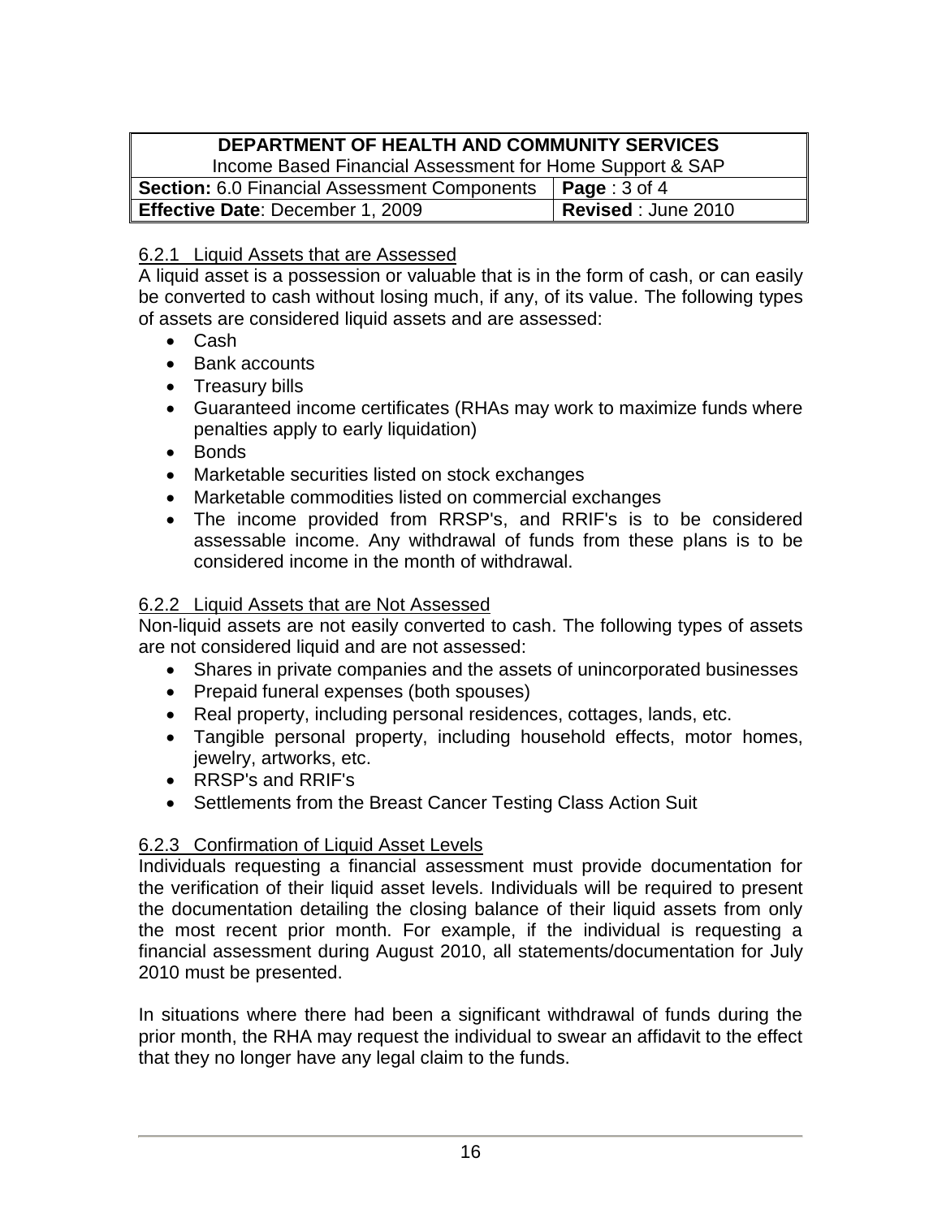#### 6.2.1 Liquid Assets that are Assessed

A liquid asset is a possession or valuable that is in the form of cash, or can easily be converted to cash without losing much, if any, of its value. The following types of assets are considered liquid assets and are assessed:

- Cash
- Bank accounts
- Treasury bills
- Guaranteed income certificates (RHAs may work to maximize funds where penalties apply to early liquidation)
- Bonds
- Marketable securities listed on stock exchanges
- Marketable commodities listed on commercial exchanges
- The income provided from RRSP's, and RRIF's is to be considered assessable income. Any withdrawal of funds from these plans is to be considered income in the month of withdrawal.

#### 6.2.2 Liquid Assets that are Not Assessed

Non-liquid assets are not easily converted to cash. The following types of assets are not considered liquid and are not assessed:

- Shares in private companies and the assets of unincorporated businesses
- Prepaid funeral expenses (both spouses)
- Real property, including personal residences, cottages, lands, etc.
- Tangible personal property, including household effects, motor homes, jewelry, artworks, etc.
- RRSP's and RRIF's
- Settlements from the Breast Cancer Testing Class Action Suit

#### 6.2.3 Confirmation of Liquid Asset Levels

Individuals requesting a financial assessment must provide documentation for the verification of their liquid asset levels. Individuals will be required to present the documentation detailing the closing balance of their liquid assets from only the most recent prior month. For example, if the individual is requesting a financial assessment during August 2010, all statements/documentation for July 2010 must be presented.

In situations where there had been a significant withdrawal of funds during the prior month, the RHA may request the individual to swear an affidavit to the effect that they no longer have any legal claim to the funds.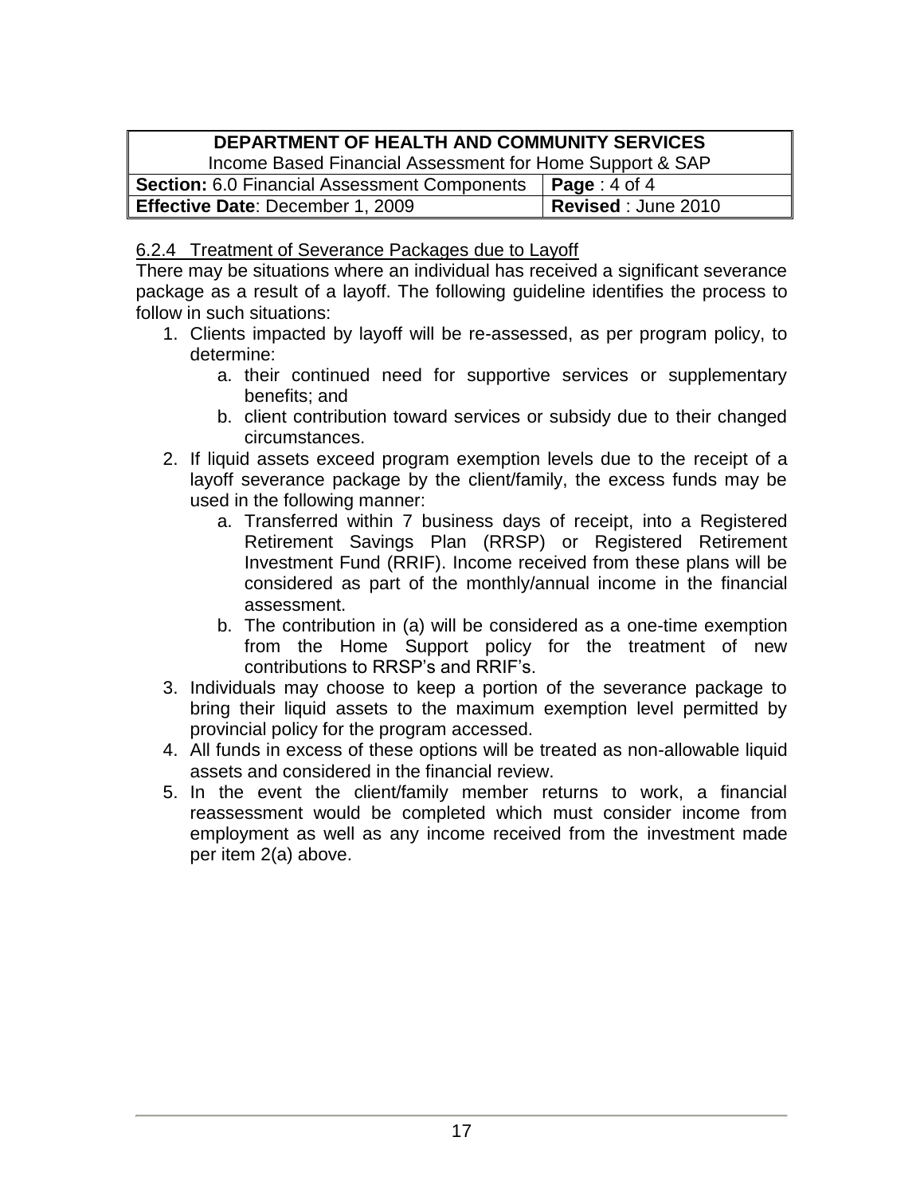### 6.2.4 Treatment of Severance Packages due to Layoff

There may be situations where an individual has received a significant severance package as a result of a layoff. The following guideline identifies the process to follow in such situations:

1. Clients impacted by layoff will be re-assessed, as per program policy, to determine:
   a. their continued need for supportive services or supplementary benefits; and
   b. client contribution toward services or subsidy due to their changed circumstances.
2. If liquid assets exceed program exemption levels due to the receipt of a layoff severance package by the client/family, the excess funds may be used in the following manner:
   a. Transferred within 7 business days of receipt, into a Registered Retirement Savings Plan (RRSP) or Registered Retirement Investment Fund (RRIF). Income received from these plans will be considered as part of the monthly/annual income in the financial assessment.
   b. The contribution in (a) will be considered as a one-time exemption from the Home Support policy for the treatment of new contributions to RRSP's and RRIF's.
3. Individuals may choose to keep a portion of the severance package to bring their liquid assets to the maximum exemption level permitted by provincial policy for the program accessed.
4. All funds in excess of these options will be treated as non-allowable liquid assets and considered in the financial review.
5. In the event the client/family member returns to work, a financial reassessment would be completed which must consider income from employment as well as any income received from the investment made per item 2(a) above.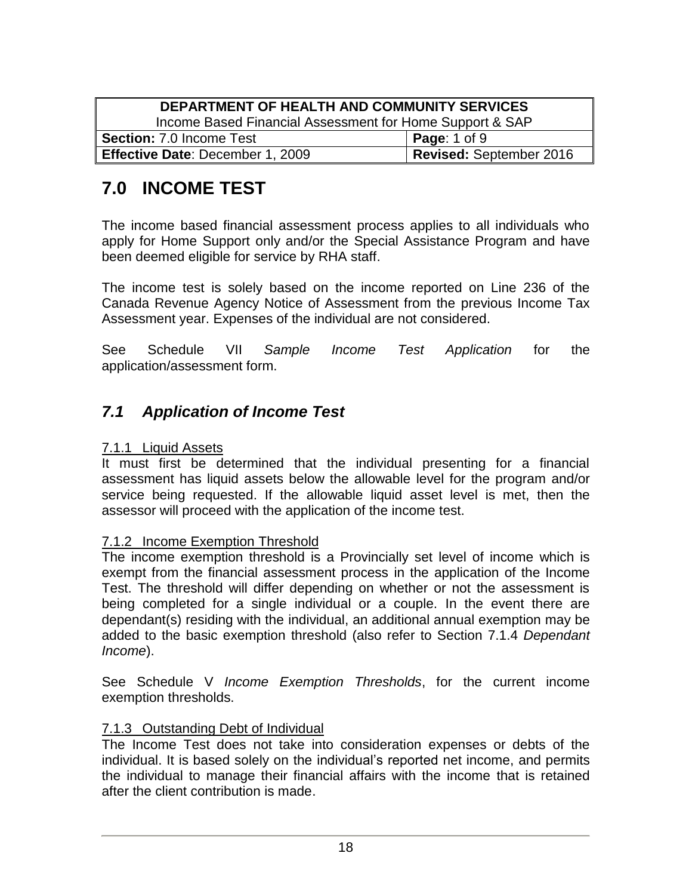| DEPARTMENT OF HEALTH AND COMMUNITY SERVICES | |
|---|---|
| Income Based Financial Assessment for Home Support & SAP | |
| **Section:** 7.0 Income Test | **Page**: 1 of 9 |
| **Effective Date**: December 1, 2009 | **Revised:** September 2016 |

# 7.0 INCOME TEST

The income based financial assessment process applies to all individuals who apply for Home Support only and/or the Special Assistance Program and have been deemed eligible for service by RHA staff.

The income test is solely based on the income reported on Line 236 of the Canada Revenue Agency Notice of Assessment from the previous Income Tax Assessment year. Expenses of the individual are not considered.

See Schedule VII *Sample Income Test Application* for the application/assessment form.

## *7.1 Application of Income Test*

7.1.1 Liquid Assets

It must first be determined that the individual presenting for a financial assessment has liquid assets below the allowable level for the program and/or service being requested. If the allowable liquid asset level is met, then the assessor will proceed with the application of the income test.

7.1.2 Income Exemption Threshold

The income exemption threshold is a Provincially set level of income which is exempt from the financial assessment process in the application of the Income Test. The threshold will differ depending on whether or not the assessment is being completed for a single individual or a couple. In the event there are dependant(s) residing with the individual, an additional annual exemption may be added to the basic exemption threshold (also refer to Section 7.1.4 *Dependant Income*).

See Schedule V *Income Exemption Thresholds*, for the current income exemption thresholds.

7.1.3 Outstanding Debt of Individual

The Income Test does not take into consideration expenses or debts of the individual. It is based solely on the individual's reported net income, and permits the individual to manage their financial affairs with the income that is retained after the client contribution is made.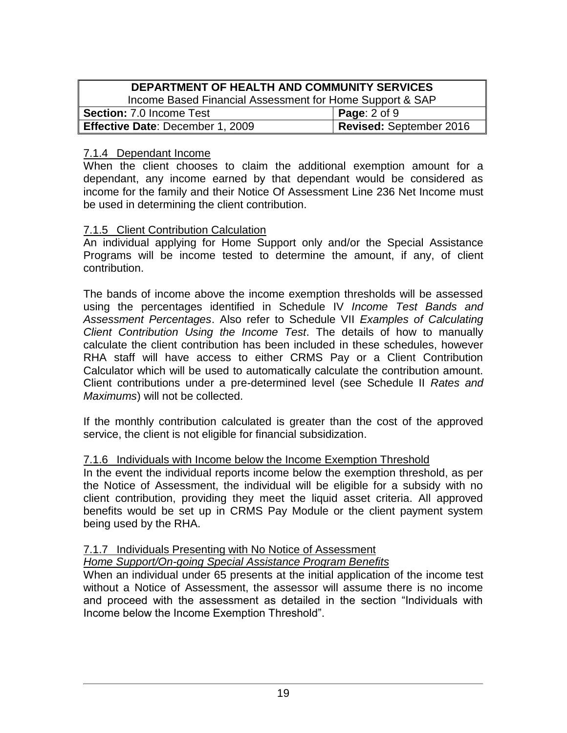7.1.4 Dependant Income

When the client chooses to claim the additional exemption amount for a dependant, any income earned by that dependant would be considered as income for the family and their Notice Of Assessment Line 236 Net Income must be used in determining the client contribution.

7.1.5 Client Contribution Calculation

An individual applying for Home Support only and/or the Special Assistance Programs will be income tested to determine the amount, if any, of client contribution.

The bands of income above the income exemption thresholds will be assessed using the percentages identified in Schedule IV *Income Test Bands and Assessment Percentages*. Also refer to Schedule VII *Examples of Calculating Client Contribution Using the Income Test*. The details of how to manually calculate the client contribution has been included in these schedules, however RHA staff will have access to either CRMS Pay or a Client Contribution Calculator which will be used to automatically calculate the contribution amount. Client contributions under a pre-determined level (see Schedule II *Rates and Maximums*) will not be collected.

If the monthly contribution calculated is greater than the cost of the approved service, the client is not eligible for financial subsidization.

7.1.6 Individuals with Income below the Income Exemption Threshold

In the event the individual reports income below the exemption threshold, as per the Notice of Assessment, the individual will be eligible for a subsidy with no client contribution, providing they meet the liquid asset criteria. All approved benefits would be set up in CRMS Pay Module or the client payment system being used by the RHA.

7.1.7 Individuals Presenting with No Notice of Assessment

*Home Support/On-going Special Assistance Program Benefits*

When an individual under 65 presents at the initial application of the income test without a Notice of Assessment, the assessor will assume there is no income and proceed with the assessment as detailed in the section "Individuals with Income below the Income Exemption Threshold".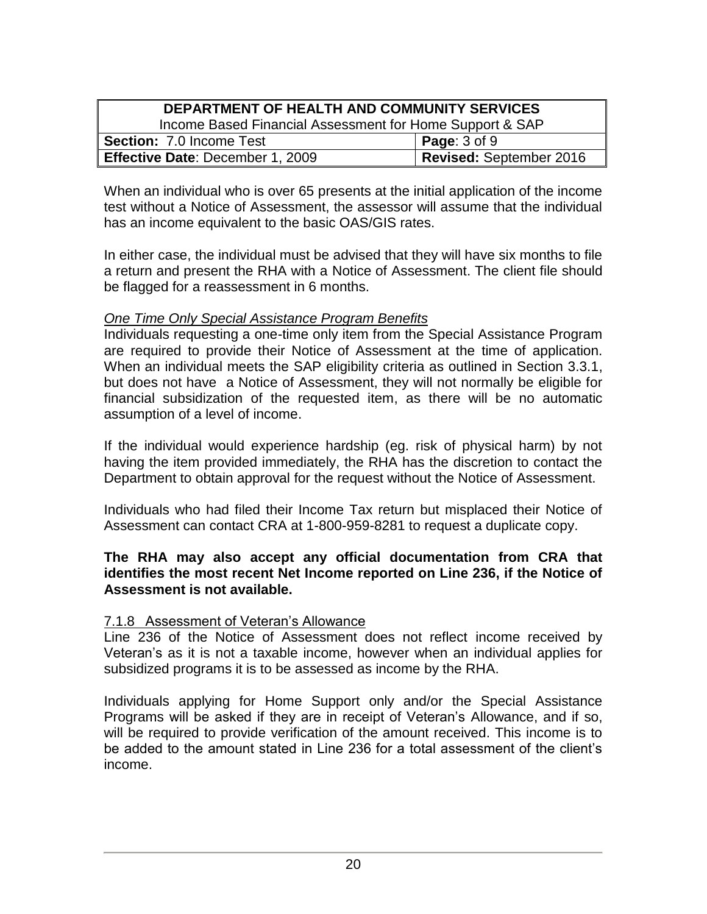When an individual who is over 65 presents at the initial application of the income test without a Notice of Assessment, the assessor will assume that the individual has an income equivalent to the basic OAS/GIS rates.

In either case, the individual must be advised that they will have six months to file a return and present the RHA with a Notice of Assessment. The client file should be flagged for a reassessment in 6 months.

*One Time Only Special Assistance Program Benefits*

Individuals requesting a one-time only item from the Special Assistance Program are required to provide their Notice of Assessment at the time of application. When an individual meets the SAP eligibility criteria as outlined in Section 3.3.1, but does not have a Notice of Assessment, they will not normally be eligible for financial subsidization of the requested item, as there will be no automatic assumption of a level of income.

If the individual would experience hardship (eg. risk of physical harm) by not having the item provided immediately, the RHA has the discretion to contact the Department to obtain approval for the request without the Notice of Assessment.

Individuals who had filed their Income Tax return but misplaced their Notice of Assessment can contact CRA at 1-800-959-8281 to request a duplicate copy.

**The RHA may also accept any official documentation from CRA that identifies the most recent Net Income reported on Line 236, if the Notice of Assessment is not available.**

### 7.1.8 Assessment of Veteran's Allowance

Line 236 of the Notice of Assessment does not reflect income received by Veteran's as it is not a taxable income, however when an individual applies for subsidized programs it is to be assessed as income by the RHA.

Individuals applying for Home Support only and/or the Special Assistance Programs will be asked if they are in receipt of Veteran's Allowance, and if so, will be required to provide verification of the amount received. This income is to be added to the amount stated in Line 236 for a total assessment of the client's income.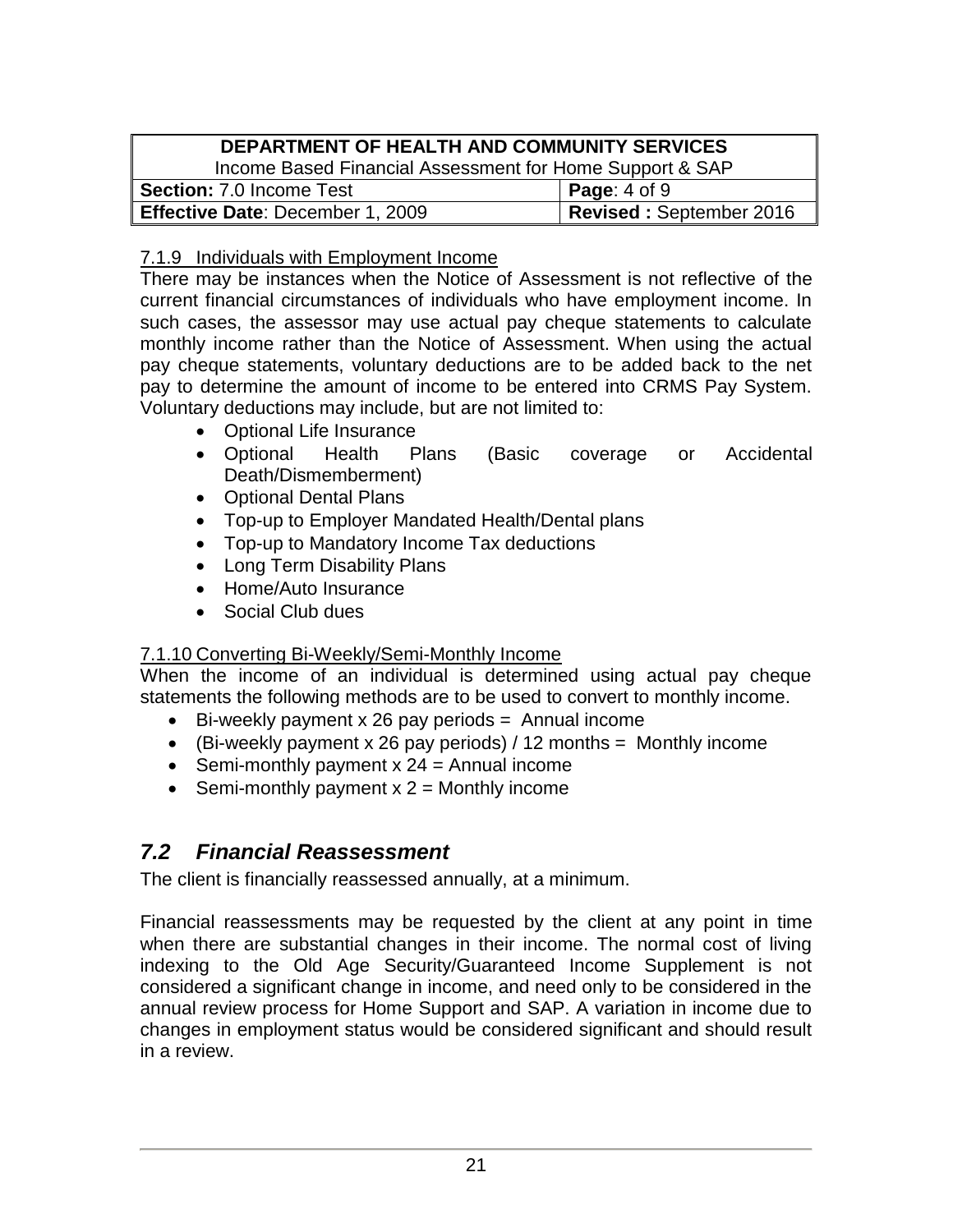7.1.9 Individuals with Employment Income

There may be instances when the Notice of Assessment is not reflective of the current financial circumstances of individuals who have employment income. In such cases, the assessor may use actual pay cheque statements to calculate monthly income rather than the Notice of Assessment. When using the actual pay cheque statements, voluntary deductions are to be added back to the net pay to determine the amount of income to be entered into CRMS Pay System. Voluntary deductions may include, but are not limited to:

- Optional Life Insurance
- Optional Health Plans (Basic coverage or Accidental Death/Dismemberment)
- Optional Dental Plans
- Top-up to Employer Mandated Health/Dental plans
- Top-up to Mandatory Income Tax deductions
- Long Term Disability Plans
- Home/Auto Insurance
- Social Club dues

7.1.10 Converting Bi-Weekly/Semi-Monthly Income

When the income of an individual is determined using actual pay cheque statements the following methods are to be used to convert to monthly income.

- Bi-weekly payment x 26 pay periods = Annual income
- (Bi-weekly payment x 26 pay periods) / 12 months = Monthly income
- Semi-monthly payment x 24 = Annual income
- Semi-monthly payment x 2 = Monthly income

## *7.2 Financial Reassessment*

The client is financially reassessed annually, at a minimum.

Financial reassessments may be requested by the client at any point in time when there are substantial changes in their income. The normal cost of living indexing to the Old Age Security/Guaranteed Income Supplement is not considered a significant change in income, and need only to be considered in the annual review process for Home Support and SAP. A variation in income due to changes in employment status would be considered significant and should result in a review.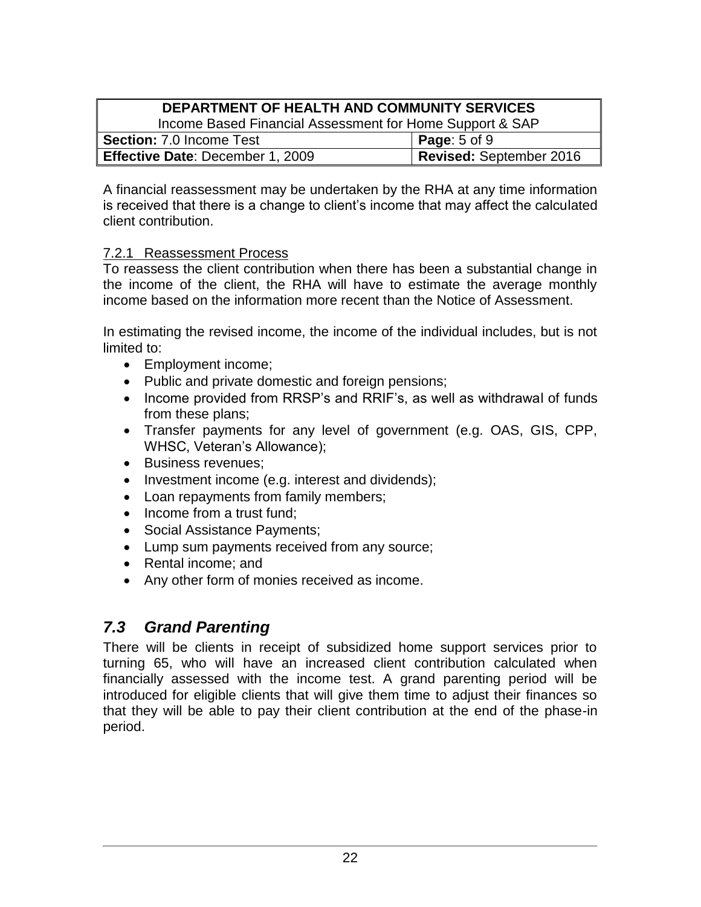A financial reassessment may be undertaken by the RHA at any time information is received that there is a change to client's income that may affect the calculated client contribution.

#### 7.2.1 Reassessment Process

To reassess the client contribution when there has been a substantial change in the income of the client, the RHA will have to estimate the average monthly income based on the information more recent than the Notice of Assessment.

In estimating the revised income, the income of the individual includes, but is not limited to:

- Employment income;
- Public and private domestic and foreign pensions;
- Income provided from RRSP's and RRIF's, as well as withdrawal of funds from these plans;
- Transfer payments for any level of government (e.g. OAS, GIS, CPP, WHSC, Veteran's Allowance);
- Business revenues;
- Investment income (e.g. interest and dividends);
- Loan repayments from family members;
- Income from a trust fund;
- Social Assistance Payments;
- Lump sum payments received from any source;
- Rental income; and
- Any other form of monies received as income.

## *7.3 Grand Parenting*

There will be clients in receipt of subsidized home support services prior to turning 65, who will have an increased client contribution calculated when financially assessed with the income test. A grand parenting period will be introduced for eligible clients that will give them time to adjust their finances so that they will be able to pay their client contribution at the end of the phase-in period.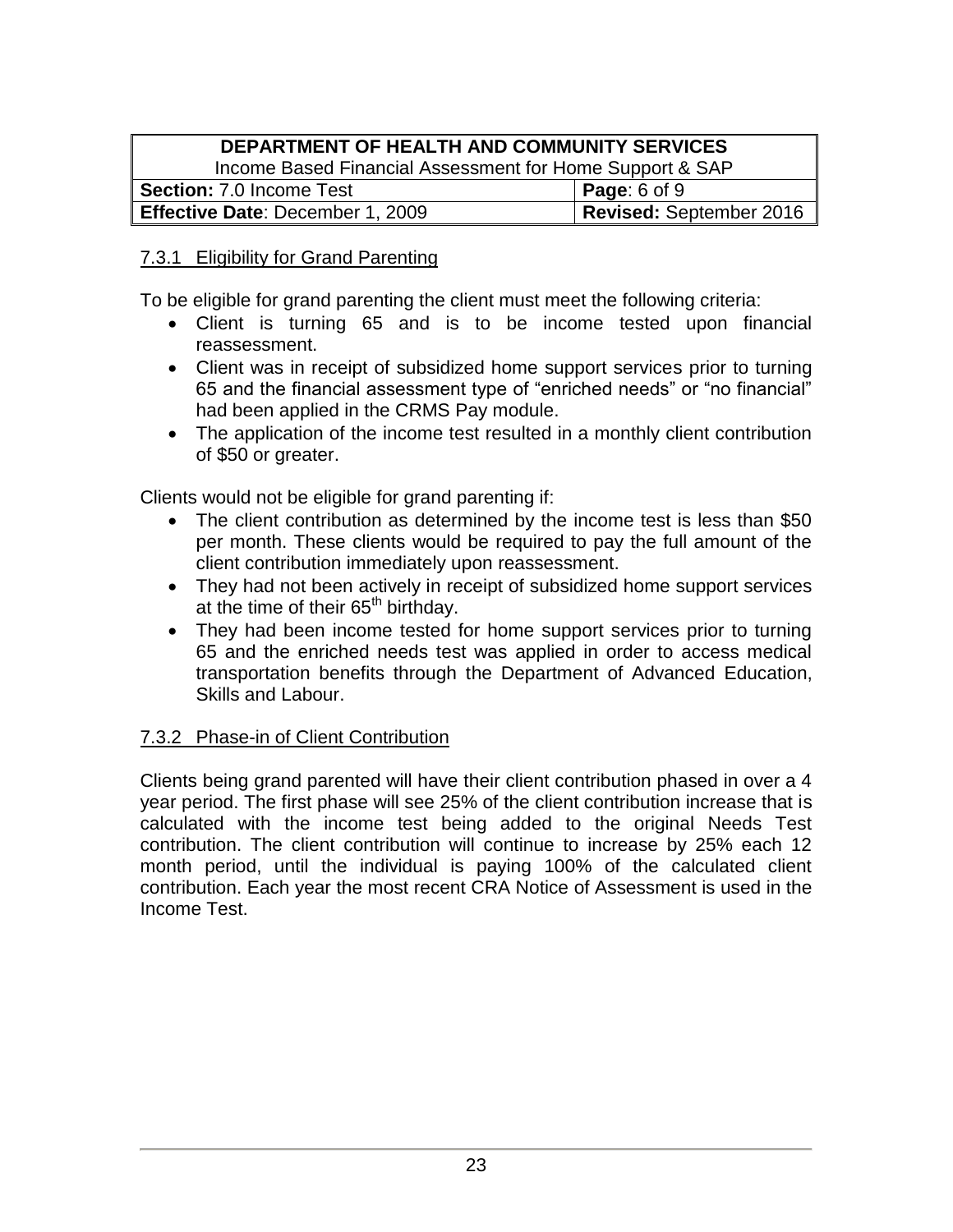### 7.3.1 Eligibility for Grand Parenting

To be eligible for grand parenting the client must meet the following criteria:

- Client is turning 65 and is to be income tested upon financial reassessment.
- Client was in receipt of subsidized home support services prior to turning 65 and the financial assessment type of "enriched needs" or "no financial" had been applied in the CRMS Pay module.
- The application of the income test resulted in a monthly client contribution of $50 or greater.

Clients would not be eligible for grand parenting if:

- The client contribution as determined by the income test is less than $50 per month. These clients would be required to pay the full amount of the client contribution immediately upon reassessment.
- They had not been actively in receipt of subsidized home support services at the time of their 65th birthday.
- They had been income tested for home support services prior to turning 65 and the enriched needs test was applied in order to access medical transportation benefits through the Department of Advanced Education, Skills and Labour.

### 7.3.2 Phase-in of Client Contribution

Clients being grand parented will have their client contribution phased in over a 4 year period. The first phase will see 25% of the client contribution increase that is calculated with the income test being added to the original Needs Test contribution. The client contribution will continue to increase by 25% each 12 month period, until the individual is paying 100% of the calculated client contribution. Each year the most recent CRA Notice of Assessment is used in the Income Test.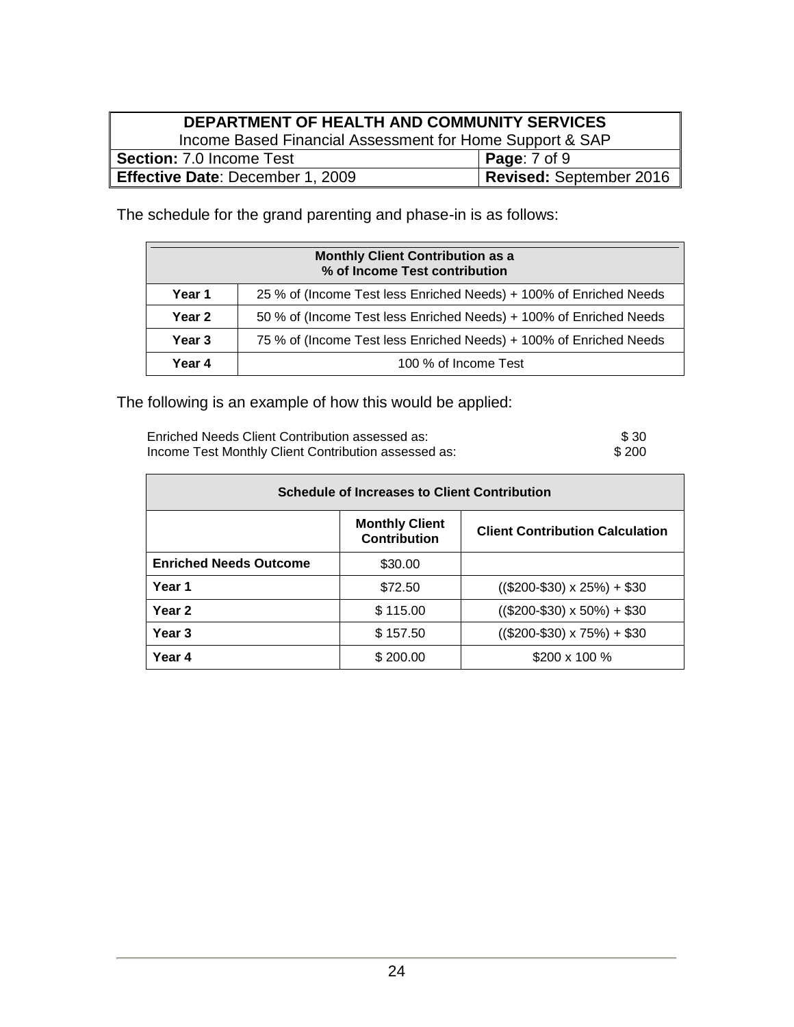The schedule for the grand parenting and phase-in is as follows:

| Monthly Client Contribution as a % of Income Test contribution | |
|---|---|
| **Year 1** | 25 % of (Income Test less Enriched Needs) + 100% of Enriched Needs |
| **Year 2** | 50 % of (Income Test less Enriched Needs) + 100% of Enriched Needs |
| **Year 3** | 75 % of (Income Test less Enriched Needs) + 100% of Enriched Needs |
| **Year 4** | 100 % of Income Test |

The following is an example of how this would be applied:

Enriched Needs Client Contribution assessed as: $ 30
Income Test Monthly Client Contribution assessed as: $ 200

| Schedule of Increases to Client Contribution | | |
|---|---|---|
| | **Monthly Client Contribution** | **Client Contribution Calculation** |
| **Enriched Needs Outcome** | $30.00 | |
| **Year 1** | $72.50 | (($200-$30) x 25%) + $30 |
| **Year 2** | $ 115.00 | (($200-$30) x 50%) + $30 |
| **Year 3** | $ 157.50 | (($200-$30) x 75%) + $30 |
| **Year 4** | $ 200.00 | $200 x 100 % |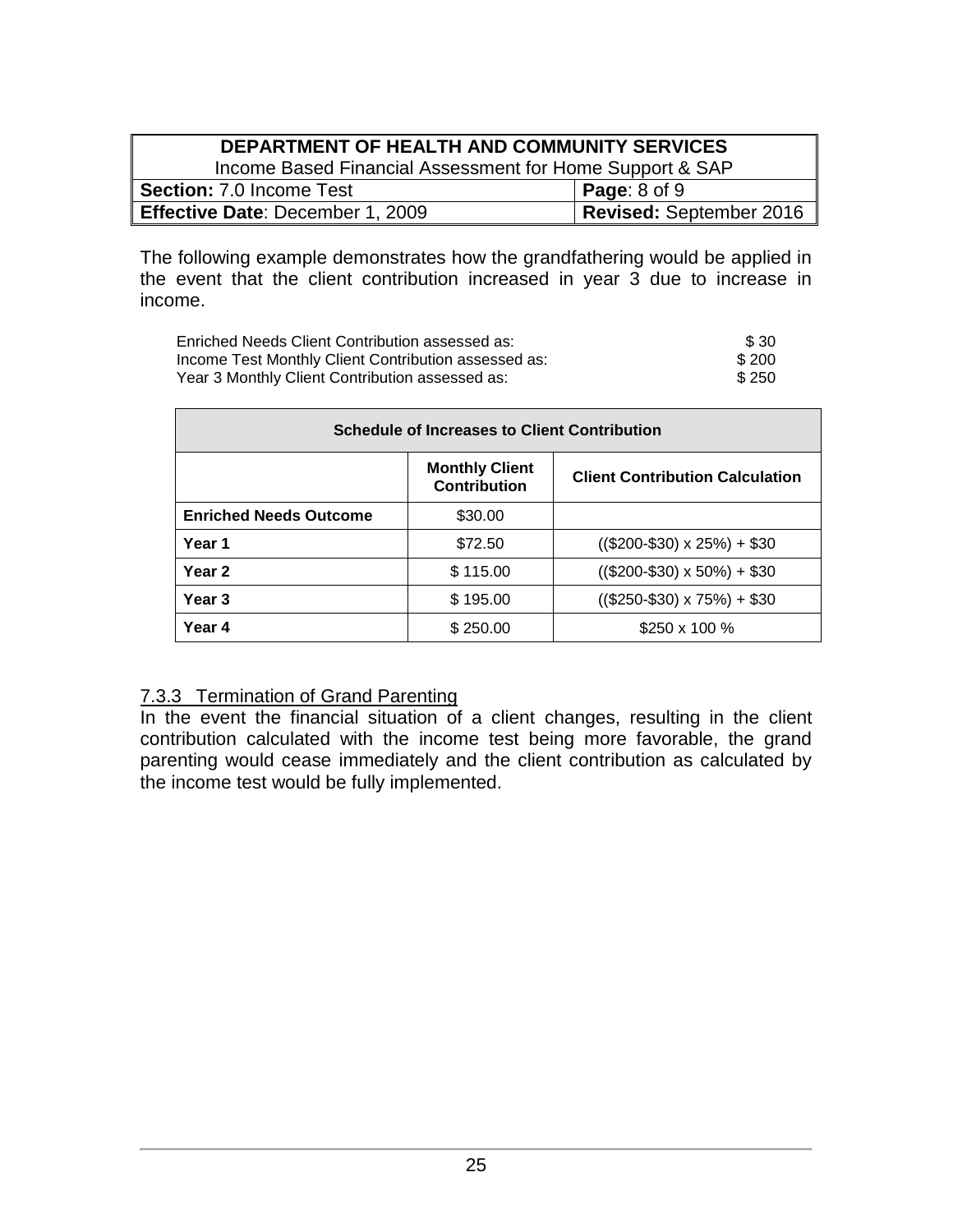The following example demonstrates how the grandfathering would be applied in the event that the client contribution increased in year 3 due to increase in income.

| | |
|---|---|
| Enriched Needs Client Contribution assessed as: | $ 30 |
| Income Test Monthly Client Contribution assessed as: | $ 200 |
| Year 3 Monthly Client Contribution assessed as: | $ 250 |

| Schedule of Increases to Client Contribution | | |
|---|---|---|
| | **Monthly Client Contribution** | **Client Contribution Calculation** |
| **Enriched Needs Outcome** | $30.00 | |
| **Year 1** | $72.50 | (($200-$30) x 25%) + $30 |
| **Year 2** | $ 115.00 | (($200-$30) x 50%) + $30 |
| **Year 3** | $ 195.00 | (($250-$30) x 75%) + $30 |
| **Year 4** | $ 250.00 | $250 x 100 % |

### 7.3.3 Termination of Grand Parenting

In the event the financial situation of a client changes, resulting in the client contribution calculated with the income test being more favorable, the grand parenting would cease immediately and the client contribution as calculated by the income test would be fully implemented.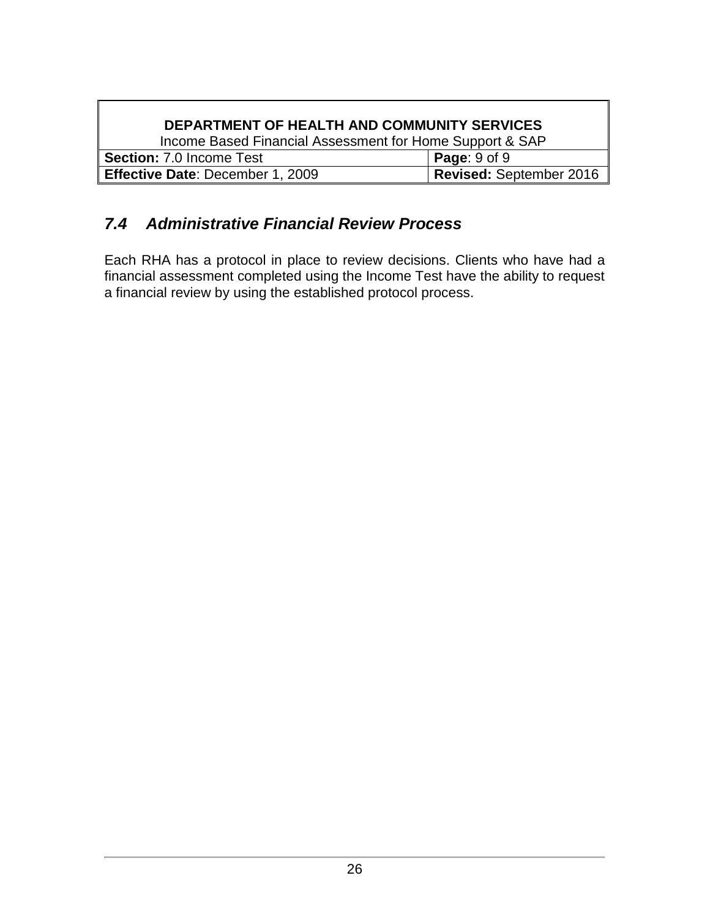### *7.4 Administrative Financial Review Process*

Each RHA has a protocol in place to review decisions. Clients who have had a financial assessment completed using the Income Test have the ability to request a financial review by using the established protocol process.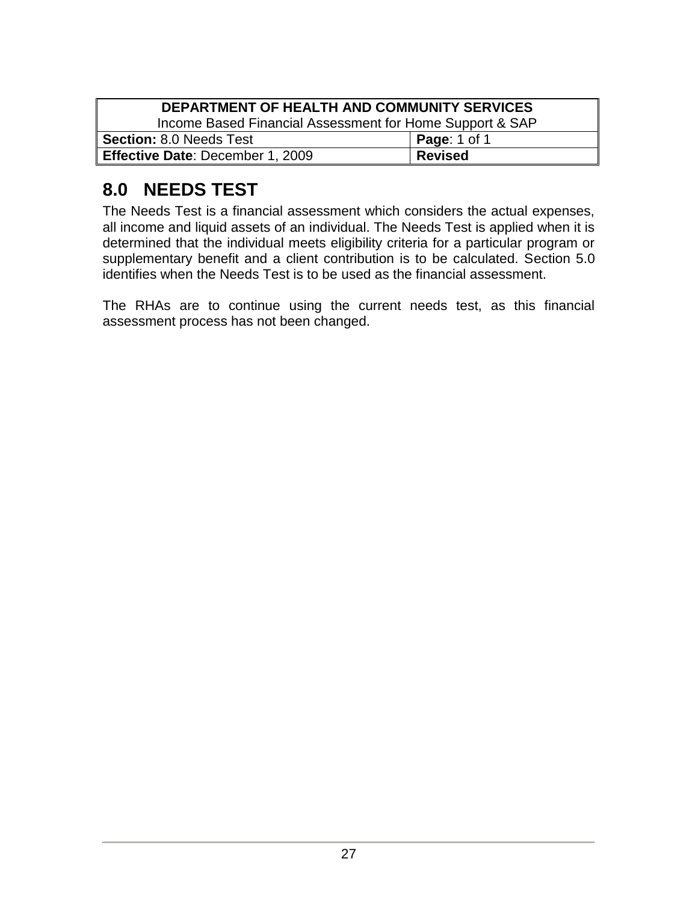| DEPARTMENT OF HEALTH AND COMMUNITY SERVICES<br>Income Based Financial Assessment for Home Support & SAP | |
|---|---|
| **Section:** 8.0 Needs Test | **Page**: 1 of 1 |
| **Effective Date**: December 1, 2009 | **Revised** |

# 8.0 NEEDS TEST

The Needs Test is a financial assessment which considers the actual expenses, all income and liquid assets of an individual. The Needs Test is applied when it is determined that the individual meets eligibility criteria for a particular program or supplementary benefit and a client contribution is to be calculated. Section 5.0 identifies when the Needs Test is to be used as the financial assessment.

The RHAs are to continue using the current needs test, as this financial assessment process has not been changed.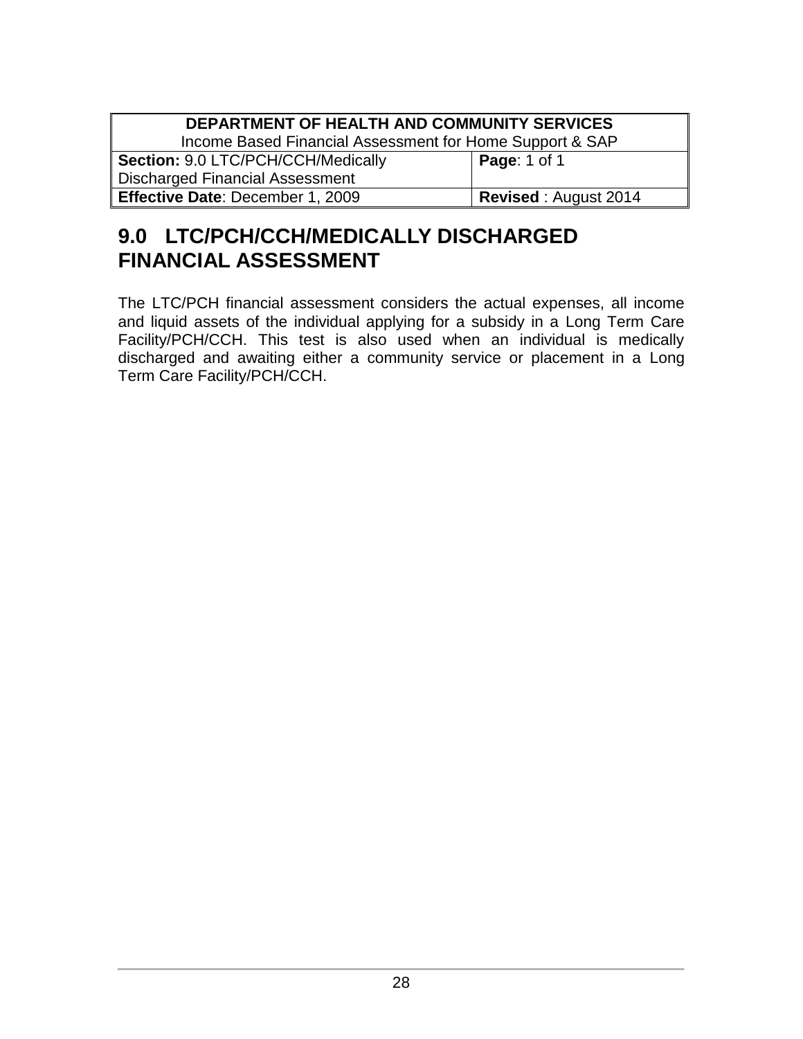| DEPARTMENT OF HEALTH AND COMMUNITY SERVICES<br>Income Based Financial Assessment for Home Support & SAP | |
|---|---|
| **Section:** 9.0 LTC/PCH/CCH/Medically Discharged Financial Assessment | **Page**: 1 of 1 |
| **Effective Date**: December 1, 2009 | **Revised** : August 2014 |

# 9.0 LTC/PCH/CCH/MEDICALLY DISCHARGED FINANCIAL ASSESSMENT

The LTC/PCH financial assessment considers the actual expenses, all income and liquid assets of the individual applying for a subsidy in a Long Term Care Facility/PCH/CCH. This test is also used when an individual is medically discharged and awaiting either a community service or placement in a Long Term Care Facility/PCH/CCH.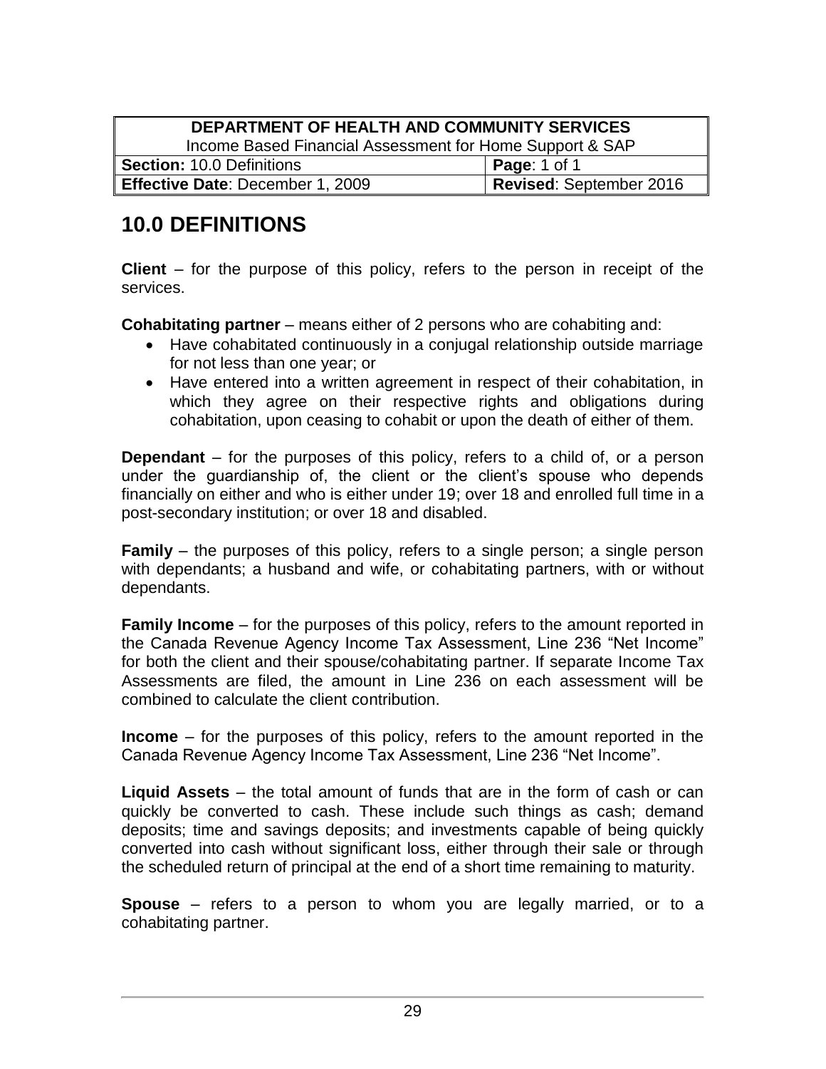# 10.0 DEFINITIONS

**Client** – for the purpose of this policy, refers to the person in receipt of the services.

**Cohabitating partner** – means either of 2 persons who are cohabiting and:

- Have cohabitated continuously in a conjugal relationship outside marriage for not less than one year; or
- Have entered into a written agreement in respect of their cohabitation, in which they agree on their respective rights and obligations during cohabitation, upon ceasing to cohabit or upon the death of either of them.

**Dependant** – for the purposes of this policy, refers to a child of, or a person under the guardianship of, the client or the client's spouse who depends financially on either and who is either under 19; over 18 and enrolled full time in a post-secondary institution; or over 18 and disabled.

**Family** – the purposes of this policy, refers to a single person; a single person with dependants; a husband and wife, or cohabitating partners, with or without dependants.

**Family Income** – for the purposes of this policy, refers to the amount reported in the Canada Revenue Agency Income Tax Assessment, Line 236 "Net Income" for both the client and their spouse/cohabitating partner. If separate Income Tax Assessments are filed, the amount in Line 236 on each assessment will be combined to calculate the client contribution.

**Income** – for the purposes of this policy, refers to the amount reported in the Canada Revenue Agency Income Tax Assessment, Line 236 "Net Income".

**Liquid Assets** – the total amount of funds that are in the form of cash or can quickly be converted to cash. These include such things as cash; demand deposits; time and savings deposits; and investments capable of being quickly converted into cash without significant loss, either through their sale or through the scheduled return of principal at the end of a short time remaining to maturity.

**Spouse** – refers to a person to whom you are legally married, or to a cohabitating partner.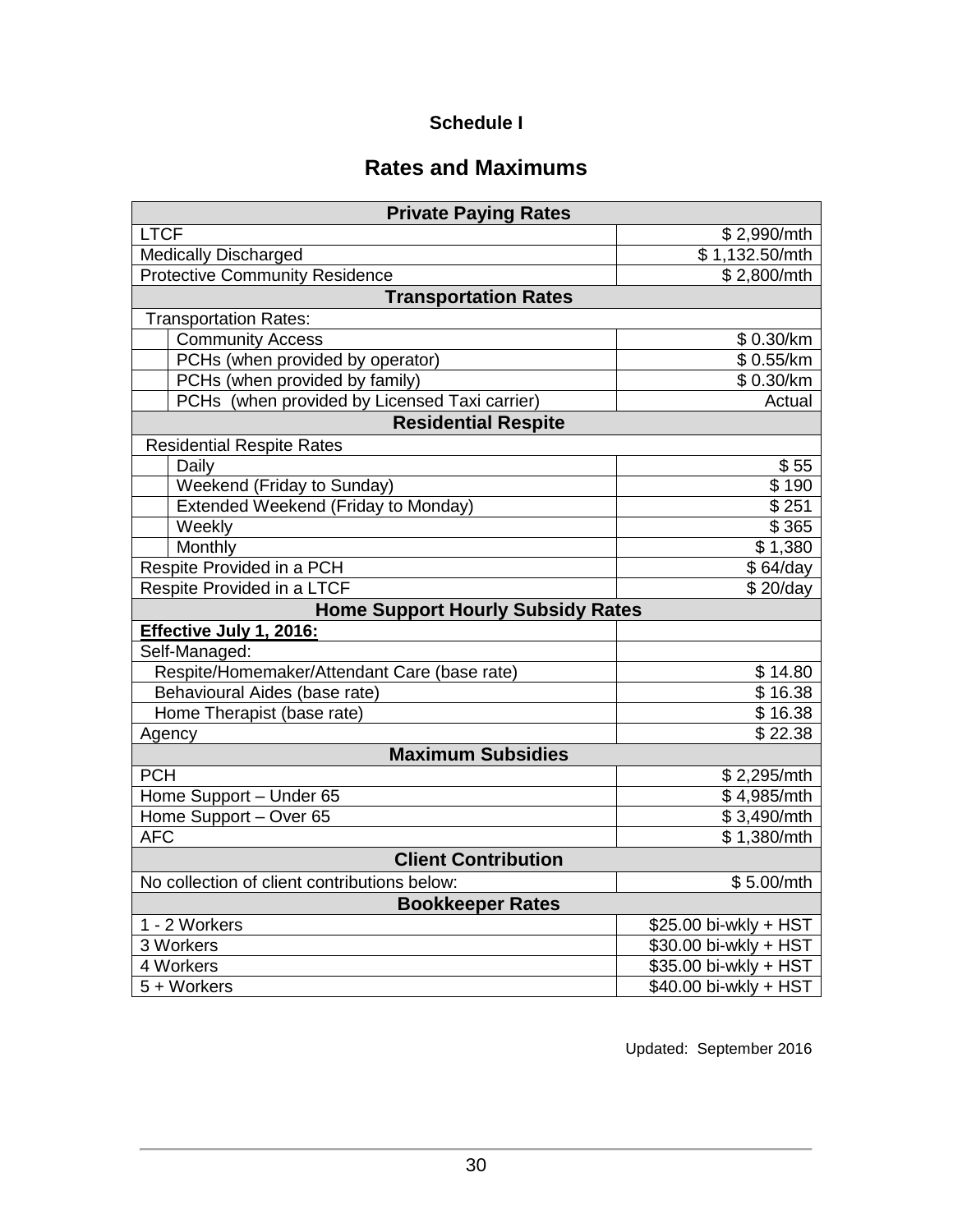**Schedule I**

## Rates and Maximums

| Private Paying Rates | |
|---|---|
| LTCF | $ 2,990/mth |
| Medically Discharged | $ 1,132.50/mth |
| Protective Community Residence | $ 2,800/mth |
| **Transportation Rates** | |
| Transportation Rates: | |
| Community Access | $ 0.30/km |
| PCHs (when provided by operator) | $ 0.55/km |
| PCHs (when provided by family) | $ 0.30/km |
| PCHs (when provided by Licensed Taxi carrier) | Actual |
| **Residential Respite** | |
| Residential Respite Rates | |
| Daily | $ 55 |
| Weekend (Friday to Sunday) | $ 190 |
| Extended Weekend (Friday to Monday) | $ 251 |
| Weekly | $ 365 |
| Monthly | $ 1,380 |
| Respite Provided in a PCH | $ 64/day |
| Respite Provided in a LTCF | $ 20/day |
| **Home Support Hourly Subsidy Rates** | |
| **Effective July 1, 2016:** | |
| Self-Managed: | |
| Respite/Homemaker/Attendant Care (base rate) | $ 14.80 |
| Behavioural Aides (base rate) | $ 16.38 |
| Home Therapist (base rate) | $ 16.38 |
| Agency | $ 22.38 |
| **Maximum Subsidies** | |
| PCH | $ 2,295/mth |
| Home Support – Under 65 | $ 4,985/mth |
| Home Support – Over 65 | $ 3,490/mth |
| AFC | $ 1,380/mth |
| **Client Contribution** | |
| No collection of client contributions below: | $ 5.00/mth |
| **Bookkeeper Rates** | |
| 1 - 2 Workers | $25.00 bi-wkly + HST |
| 3 Workers | $30.00 bi-wkly + HST |
| 4 Workers | $35.00 bi-wkly + HST |
| 5 + Workers | $40.00 bi-wkly + HST |

Updated: September 2016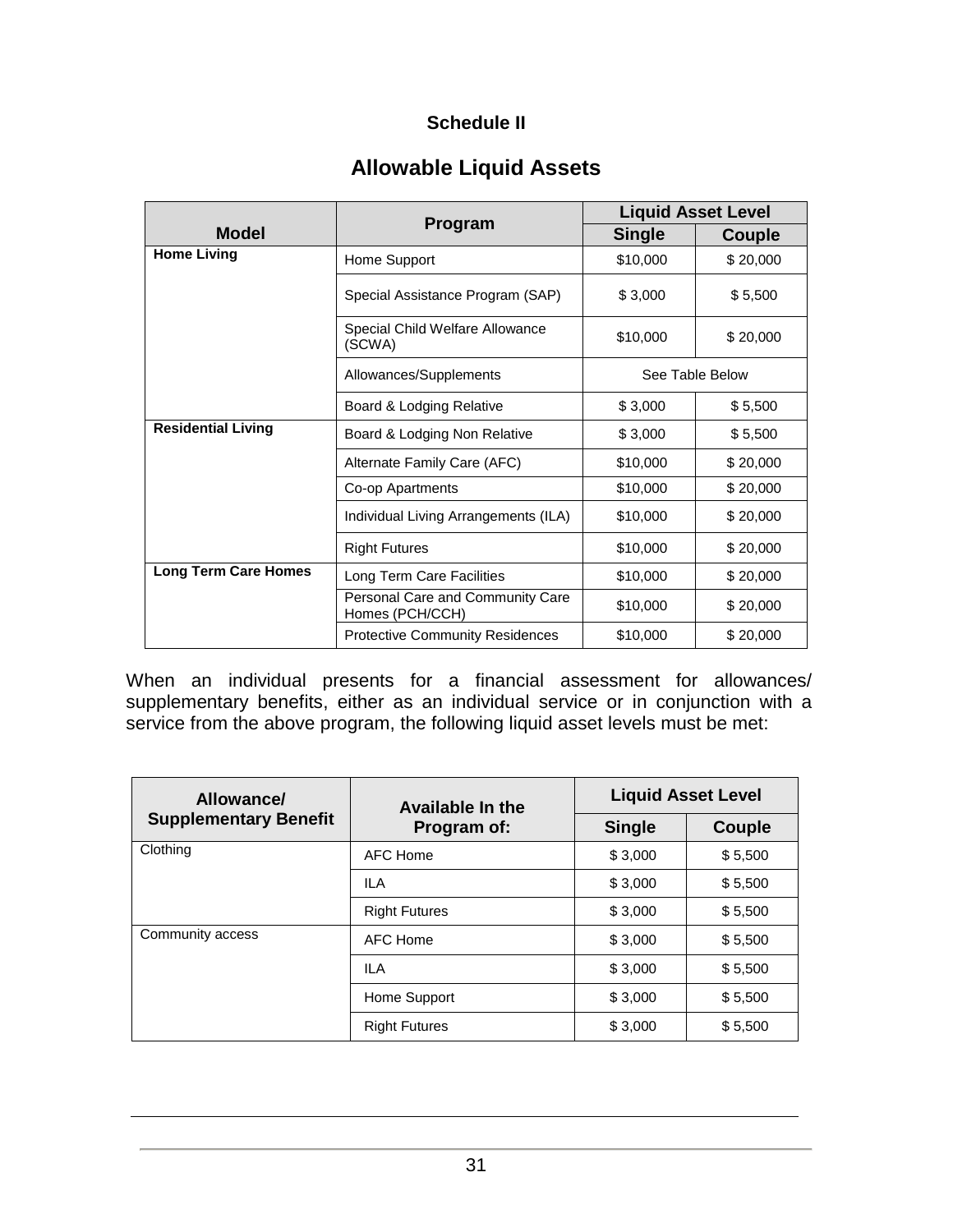## Schedule II

# Allowable Liquid Assets

| Model | Program | Liquid Asset Level | |
|---|---|---|---|
| | | Single | Couple |
| **Home Living** | Home Support | $10,000 | $ 20,000 |
| | Special Assistance Program (SAP) | $ 3,000 | $ 5,500 |
| | Special Child Welfare Allowance (SCWA) | $10,000 | $ 20,000 |
| | Allowances/Supplements | See Table Below | |
| | Board & Lodging Relative | $ 3,000 | $ 5,500 |
| **Residential Living** | Board & Lodging Non Relative | $ 3,000 | $ 5,500 |
| | Alternate Family Care (AFC) | $10,000 | $ 20,000 |
| | Co-op Apartments | $10,000 | $ 20,000 |
| | Individual Living Arrangements (ILA) | $10,000 | $ 20,000 |
| | Right Futures | $10,000 | $ 20,000 |
| **Long Term Care Homes** | Long Term Care Facilities | $10,000 | $ 20,000 |
| | Personal Care and Community Care Homes (PCH/CCH) | $10,000 | $ 20,000 |
| | Protective Community Residences | $10,000 | $ 20,000 |

When an individual presents for a financial assessment for allowances/ supplementary benefits, either as an individual service or in conjunction with a service from the above program, the following liquid asset levels must be met:

| Allowance/ Supplementary Benefit | Available In the Program of: | Liquid Asset Level | |
|---|---|---|---|
| | | Single | Couple |
| Clothing | AFC Home | $ 3,000 | $ 5,500 |
| | ILA | $ 3,000 | $ 5,500 |
| | Right Futures | $ 3,000 | $ 5,500 |
| Community access | AFC Home | $ 3,000 | $ 5,500 |
| | ILA | $ 3,000 | $ 5,500 |
| | Home Support | $ 3,000 | $ 5,500 |
| | Right Futures | $ 3,000 | $ 5,500 |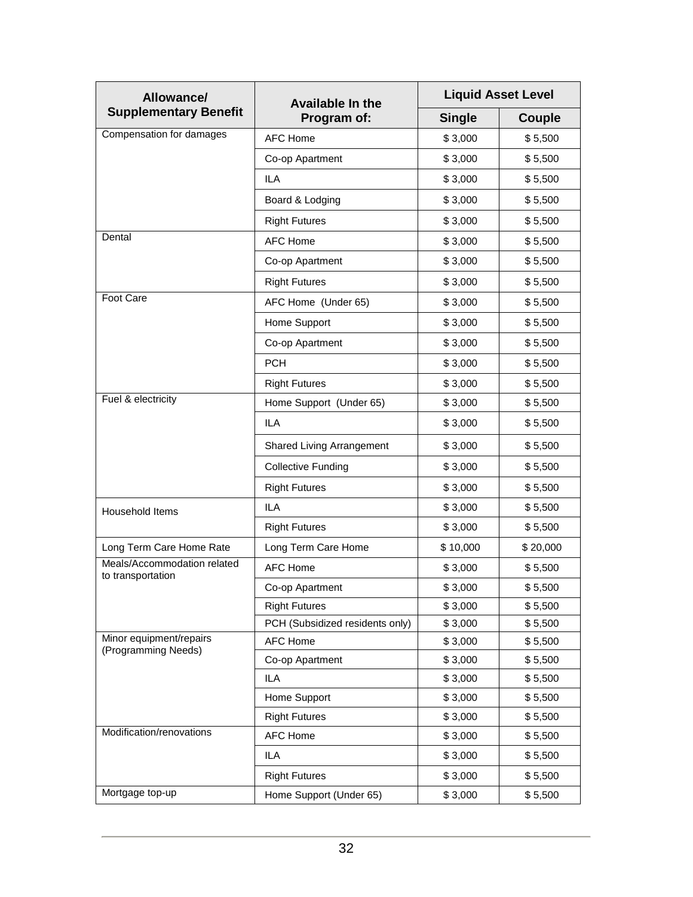| Allowance/ Supplementary Benefit | Available In the Program of: | Liquid Asset Level | |
|---|---|---|---|
| | | Single | Couple |
| Compensation for damages | AFC Home | $ 3,000 | $ 5,500 |
| | Co-op Apartment | $ 3,000 | $ 5,500 |
| | ILA | $ 3,000 | $ 5,500 |
| | Board & Lodging | $ 3,000 | $ 5,500 |
| | Right Futures | $ 3,000 | $ 5,500 |
| Dental | AFC Home | $ 3,000 | $ 5,500 |
| | Co-op Apartment | $ 3,000 | $ 5,500 |
| | Right Futures | $ 3,000 | $ 5,500 |
| Foot Care | AFC Home (Under 65) | $ 3,000 | $ 5,500 |
| | Home Support | $ 3,000 | $ 5,500 |
| | Co-op Apartment | $ 3,000 | $ 5,500 |
| | PCH | $ 3,000 | $ 5,500 |
| | Right Futures | $ 3,000 | $ 5,500 |
| Fuel & electricity | Home Support (Under 65) | $ 3,000 | $ 5,500 |
| | ILA | $ 3,000 | $ 5,500 |
| | Shared Living Arrangement | $ 3,000 | $ 5,500 |
| | Collective Funding | $ 3,000 | $ 5,500 |
| | Right Futures | $ 3,000 | $ 5,500 |
| Household Items | ILA | $ 3,000 | $ 5,500 |
| | Right Futures | $ 3,000 | $ 5,500 |
| Long Term Care Home Rate | Long Term Care Home | $ 10,000 | $ 20,000 |
| Meals/Accommodation related to transportation | AFC Home | $ 3,000 | $ 5,500 |
| | Co-op Apartment | $ 3,000 | $ 5,500 |
| | Right Futures | $ 3,000 | $ 5,500 |
| | PCH (Subsidized residents only) | $ 3,000 | $ 5,500 |
| Minor equipment/repairs (Programming Needs) | AFC Home | $ 3,000 | $ 5,500 |
| | Co-op Apartment | $ 3,000 | $ 5,500 |
| | ILA | $ 3,000 | $ 5,500 |
| | Home Support | $ 3,000 | $ 5,500 |
| | Right Futures | $ 3,000 | $ 5,500 |
| Modification/renovations | AFC Home | $ 3,000 | $ 5,500 |
| | ILA | $ 3,000 | $ 5,500 |
| | Right Futures | $ 3,000 | $ 5,500 |
| Mortgage top-up | Home Support (Under 65) | $ 3,000 | $ 5,500 |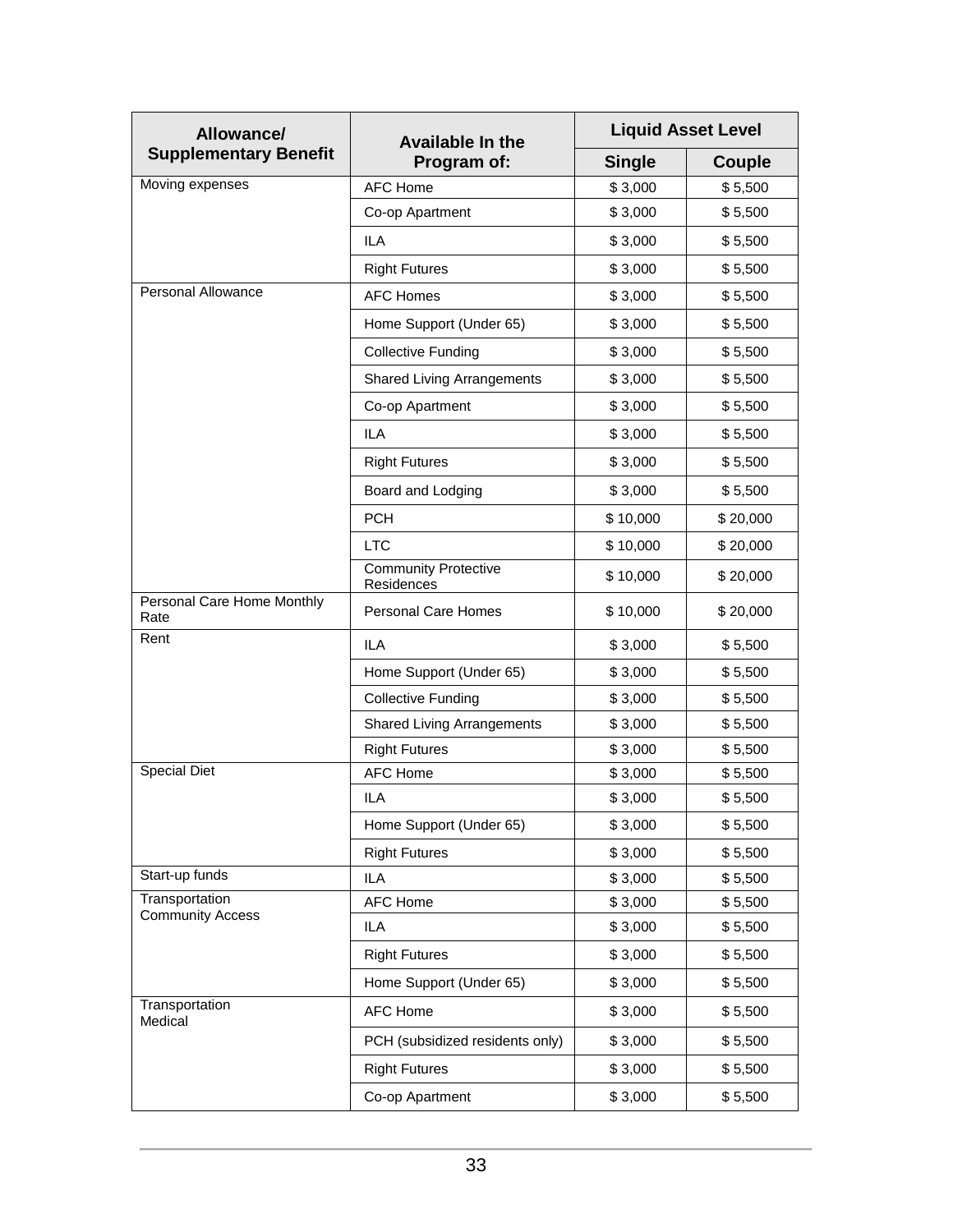| Allowance/ Supplementary Benefit | Available In the Program of: | Liquid Asset Level | |
|---|---|---|---|
| | | Single | Couple |
| Moving expenses | AFC Home | $ 3,000 | $ 5,500 |
| | Co-op Apartment | $ 3,000 | $ 5,500 |
| | ILA | $ 3,000 | $ 5,500 |
| | Right Futures | $ 3,000 | $ 5,500 |
| Personal Allowance | AFC Homes | $ 3,000 | $ 5,500 |
| | Home Support (Under 65) | $ 3,000 | $ 5,500 |
| | Collective Funding | $ 3,000 | $ 5,500 |
| | Shared Living Arrangements | $ 3,000 | $ 5,500 |
| | Co-op Apartment | $ 3,000 | $ 5,500 |
| | ILA | $ 3,000 | $ 5,500 |
| | Right Futures | $ 3,000 | $ 5,500 |
| | Board and Lodging | $ 3,000 | $ 5,500 |
| | PCH | $ 10,000 | $ 20,000 |
| | LTC | $ 10,000 | $ 20,000 |
| | Community Protective Residences | $ 10,000 | $ 20,000 |
| Personal Care Home Monthly Rate | Personal Care Homes | $ 10,000 | $ 20,000 |
| Rent | ILA | $ 3,000 | $ 5,500 |
| | Home Support (Under 65) | $ 3,000 | $ 5,500 |
| | Collective Funding | $ 3,000 | $ 5,500 |
| | Shared Living Arrangements | $ 3,000 | $ 5,500 |
| | Right Futures | $ 3,000 | $ 5,500 |
| Special Diet | AFC Home | $ 3,000 | $ 5,500 |
| | ILA | $ 3,000 | $ 5,500 |
| | Home Support (Under 65) | $ 3,000 | $ 5,500 |
| | Right Futures | $ 3,000 | $ 5,500 |
| Start-up funds | ILA | $ 3,000 | $ 5,500 |
| Transportation Community Access | AFC Home | $ 3,000 | $ 5,500 |
| | ILA | $ 3,000 | $ 5,500 |
| | Right Futures | $ 3,000 | $ 5,500 |
| | Home Support (Under 65) | $ 3,000 | $ 5,500 |
| Transportation Medical | AFC Home | $ 3,000 | $ 5,500 |
| | PCH (subsidized residents only) | $ 3,000 | $ 5,500 |
| | Right Futures | $ 3,000 | $ 5,500 |
| | Co-op Apartment | $ 3,000 | $ 5,500 |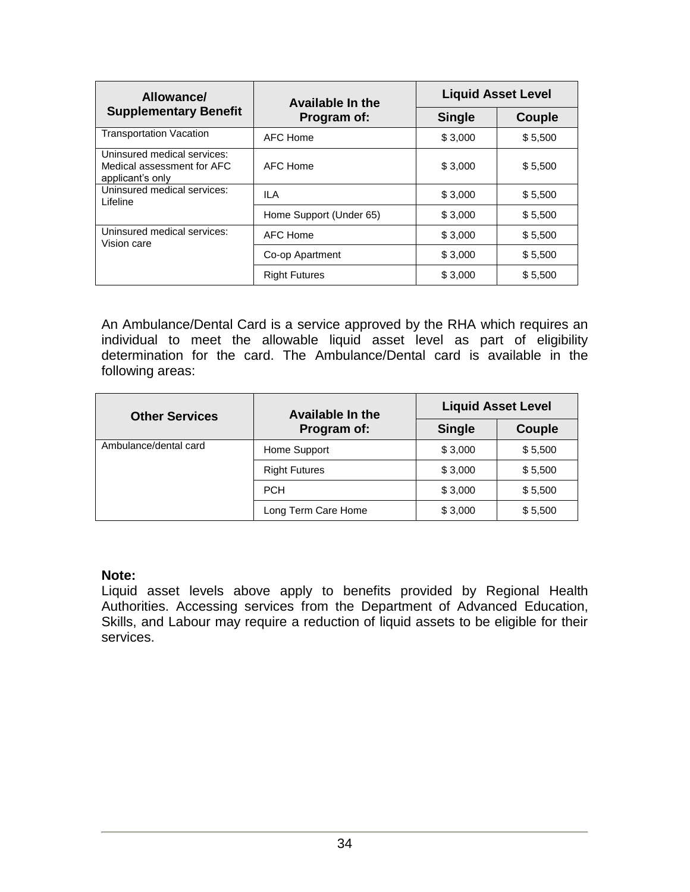| Allowance/ Supplementary Benefit | Available In the Program of: | Liquid Asset Level | |
|---|---|---|---|
| | | Single | Couple |
| Transportation Vacation | AFC Home | $ 3,000 | $ 5,500 |
| Uninsured medical services: Medical assessment for AFC applicant's only | AFC Home | $ 3,000 | $ 5,500 |
| Uninsured medical services: Lifeline | ILA | $ 3,000 | $ 5,500 |
| | Home Support (Under 65) | $ 3,000 | $ 5,500 |
| Uninsured medical services: Vision care | AFC Home | $ 3,000 | $ 5,500 |
| | Co-op Apartment | $ 3,000 | $ 5,500 |
| | Right Futures | $ 3,000 | $ 5,500 |

An Ambulance/Dental Card is a service approved by the RHA which requires an individual to meet the allowable liquid asset level as part of eligibility determination for the card. The Ambulance/Dental card is available in the following areas:

| Other Services | Available In the Program of: | Liquid Asset Level | |
|---|---|---|---|
| | | Single | Couple |
| Ambulance/dental card | Home Support | $ 3,000 | $ 5,500 |
| | Right Futures | $ 3,000 | $ 5,500 |
| | PCH | $ 3,000 | $ 5,500 |
| | Long Term Care Home | $ 3,000 | $ 5,500 |

**Note:**
Liquid asset levels above apply to benefits provided by Regional Health Authorities. Accessing services from the Department of Advanced Education, Skills, and Labour may require a reduction of liquid assets to be eligible for their services.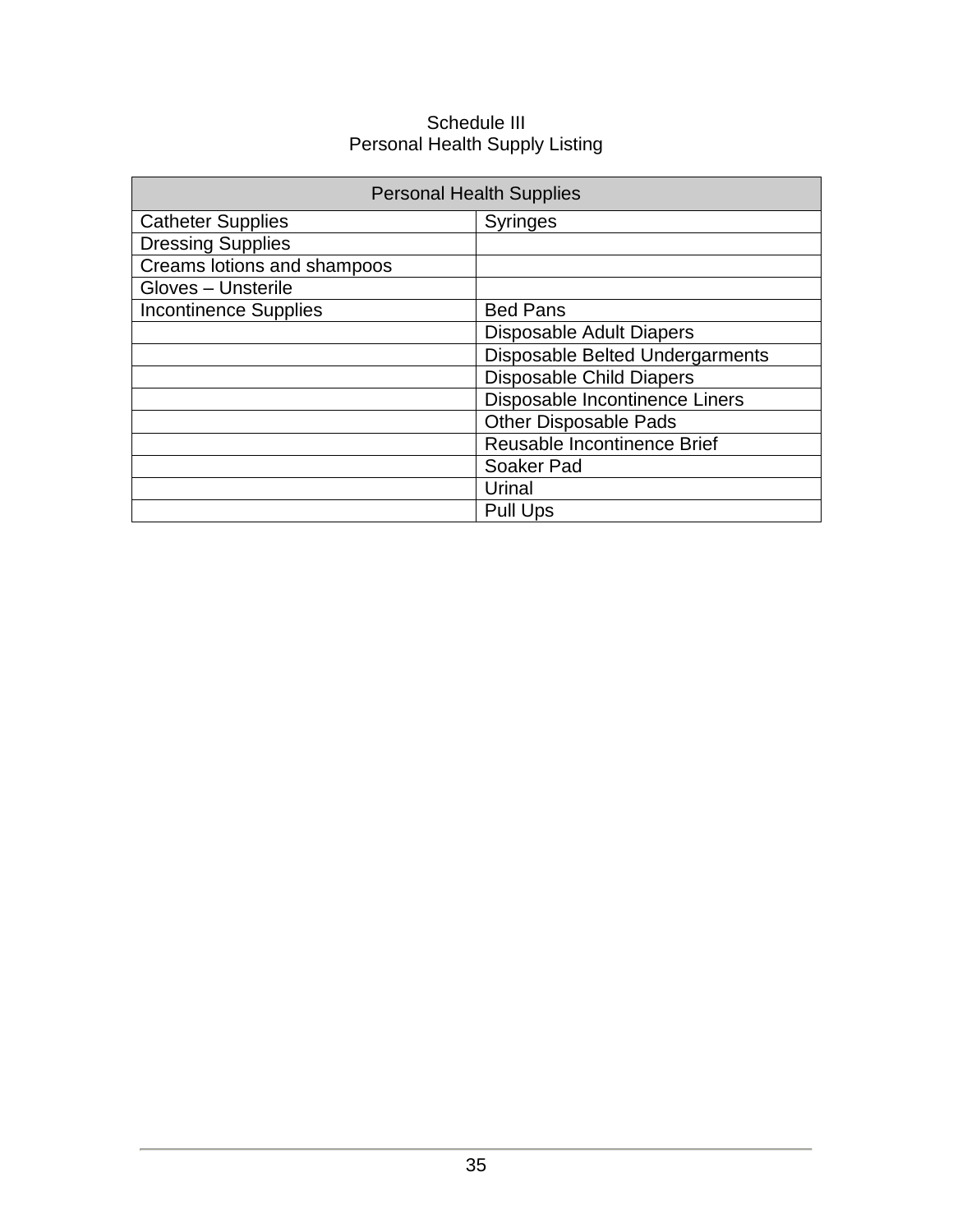Schedule III
Personal Health Supply Listing

| Personal Health Supplies | |
|---|---|
| Catheter Supplies | Syringes |
| Dressing Supplies | |
| Creams lotions and shampoos | |
| Gloves – Unsterile | |
| Incontinence Supplies | Bed Pans |
| | Disposable Adult Diapers |
| | Disposable Belted Undergarments |
| | Disposable Child Diapers |
| | Disposable Incontinence Liners |
| | Other Disposable Pads |
| | Reusable Incontinence Brief |
| | Soaker Pad |
| | Urinal |
| | Pull Ups |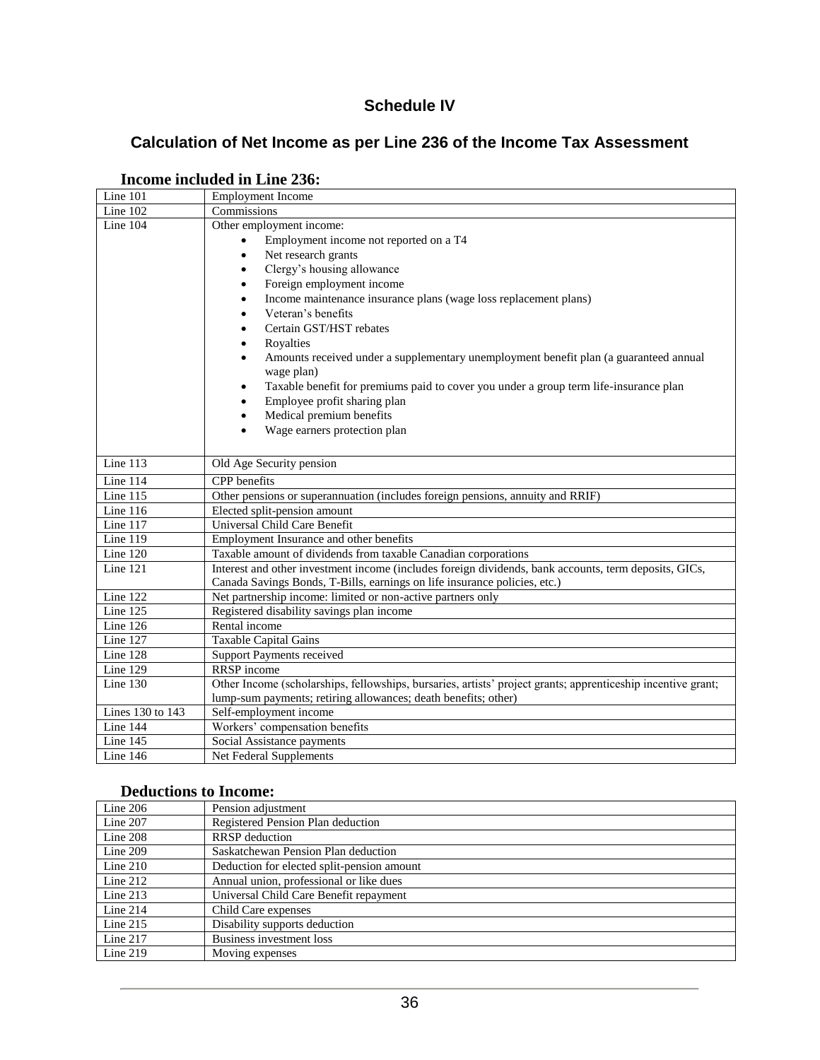## Schedule IV

## Calculation of Net Income as per Line 236 of the Income Tax Assessment

### Income included in Line 236:

| | |
|---|---|
| Line 101 | Employment Income |
| Line 102 | Commissions |
| Line 104 | Other employment income:<br>• Employment income not reported on a T4<br>• Net research grants<br>• Clergy's housing allowance<br>• Foreign employment income<br>• Income maintenance insurance plans (wage loss replacement plans)<br>• Veteran's benefits<br>• Certain GST/HST rebates<br>• Royalties<br>• Amounts received under a supplementary unemployment benefit plan (a guaranteed annual wage plan)<br>• Taxable benefit for premiums paid to cover you under a group term life-insurance plan<br>• Employee profit sharing plan<br>• Medical premium benefits<br>• Wage earners protection plan |
| Line 113 | Old Age Security pension |
| Line 114 | CPP benefits |
| Line 115 | Other pensions or superannuation (includes foreign pensions, annuity and RRIF) |
| Line 116 | Elected split-pension amount |
| Line 117 | Universal Child Care Benefit |
| Line 119 | Employment Insurance and other benefits |
| Line 120 | Taxable amount of dividends from taxable Canadian corporations |
| Line 121 | Interest and other investment income (includes foreign dividends, bank accounts, term deposits, GICs, Canada Savings Bonds, T-Bills, earnings on life insurance policies, etc.) |
| Line 122 | Net partnership income: limited or non-active partners only |
| Line 125 | Registered disability savings plan income |
| Line 126 | Rental income |
| Line 127 | Taxable Capital Gains |
| Line 128 | Support Payments received |
| Line 129 | RRSP income |
| Line 130 | Other Income (scholarships, fellowships, bursaries, artists' project grants; apprenticeship incentive grant; lump-sum payments; retiring allowances; death benefits; other) |
| Lines 130 to 143 | Self-employment income |
| Line 144 | Workers' compensation benefits |
| Line 145 | Social Assistance payments |
| Line 146 | Net Federal Supplements |

### Deductions to Income:

| | |
|---|---|
| Line 206 | Pension adjustment |
| Line 207 | Registered Pension Plan deduction |
| Line 208 | RRSP deduction |
| Line 209 | Saskatchewan Pension Plan deduction |
| Line 210 | Deduction for elected split-pension amount |
| Line 212 | Annual union, professional or like dues |
| Line 213 | Universal Child Care Benefit repayment |
| Line 214 | Child Care expenses |
| Line 215 | Disability supports deduction |
| Line 217 | Business investment loss |
| Line 219 | Moving expenses |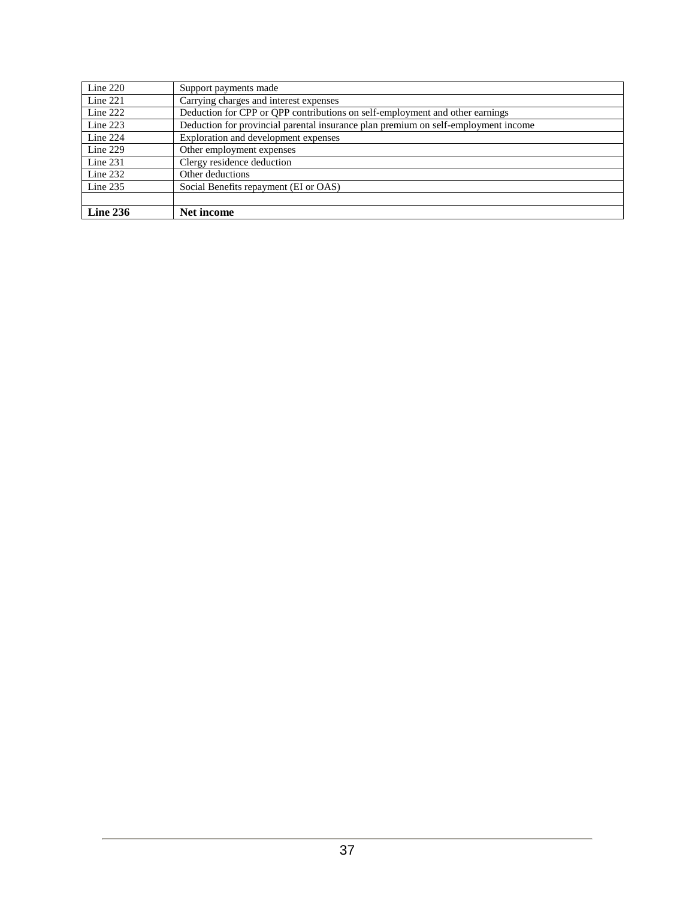| Line 220 | Support payments made |
| --- | --- |
| Line 221 | Carrying charges and interest expenses |
| Line 222 | Deduction for CPP or QPP contributions on self-employment and other earnings |
| Line 223 | Deduction for provincial parental insurance plan premium on self-employment income |
| Line 224 | Exploration and development expenses |
| Line 229 | Other employment expenses |
| Line 231 | Clergy residence deduction |
| Line 232 | Other deductions |
| Line 235 | Social Benefits repayment (EI or OAS) |
| | |
| **Line 236** | **Net income** |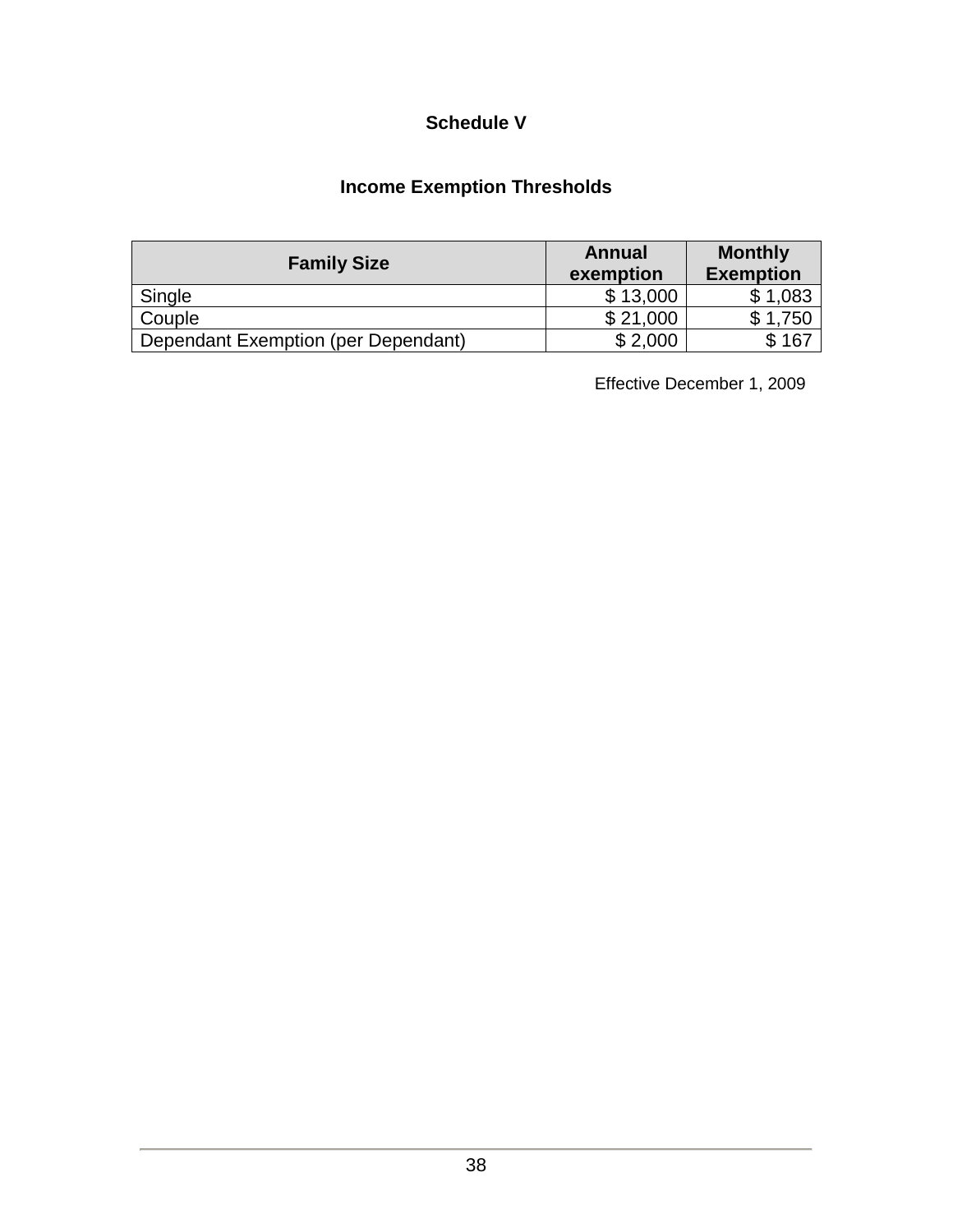## Schedule V

### Income Exemption Thresholds

| Family Size | Annual exemption | Monthly Exemption |
|---|---|---|
| Single | $ 13,000 | $ 1,083 |
| Couple | $ 21,000 | $ 1,750 |
| Dependant Exemption (per Dependant) | $ 2,000 | $ 167 |

Effective December 1, 2009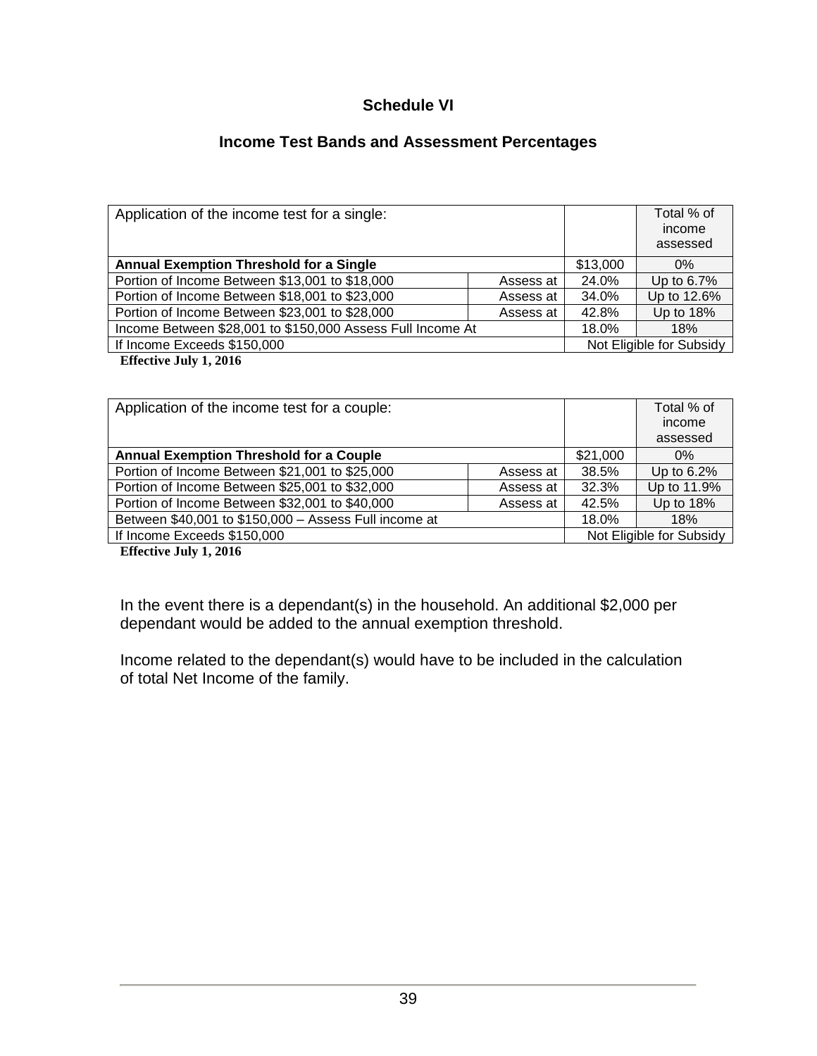## Schedule VI

## Income Test Bands and Assessment Percentages

| Application of the income test for a single: | | | Total % of income assessed |
|---|---|---|---|
| **Annual Exemption Threshold for a Single** | | $13,000 | 0% |
| Portion of Income Between $13,001 to $18,000 | Assess at | 24.0% | Up to 6.7% |
| Portion of Income Between $18,001 to $23,000 | Assess at | 34.0% | Up to 12.6% |
| Portion of Income Between $23,001 to $28,000 | Assess at | 42.8% | Up to 18% |
| Income Between $28,001 to $150,000 Assess Full Income At | | 18.0% | 18% |
| If Income Exceeds $150,000 | | Not Eligible for Subsidy | |

**Effective July 1, 2016**

| Application of the income test for a couple: | | | Total % of income assessed |
|---|---|---|---|
| **Annual Exemption Threshold for a Couple** | | $21,000 | 0% |
| Portion of Income Between $21,001 to $25,000 | Assess at | 38.5% | Up to 6.2% |
| Portion of Income Between $25,001 to $32,000 | Assess at | 32.3% | Up to 11.9% |
| Portion of Income Between $32,001 to $40,000 | Assess at | 42.5% | Up to 18% |
| Between $40,001 to $150,000 – Assess Full income at | | 18.0% | 18% |
| If Income Exceeds $150,000 | | Not Eligible for Subsidy | |

**Effective July 1, 2016**

In the event there is a dependant(s) in the household. An additional $2,000 per dependant would be added to the annual exemption threshold.

Income related to the dependant(s) would have to be included in the calculation of total Net Income of the family.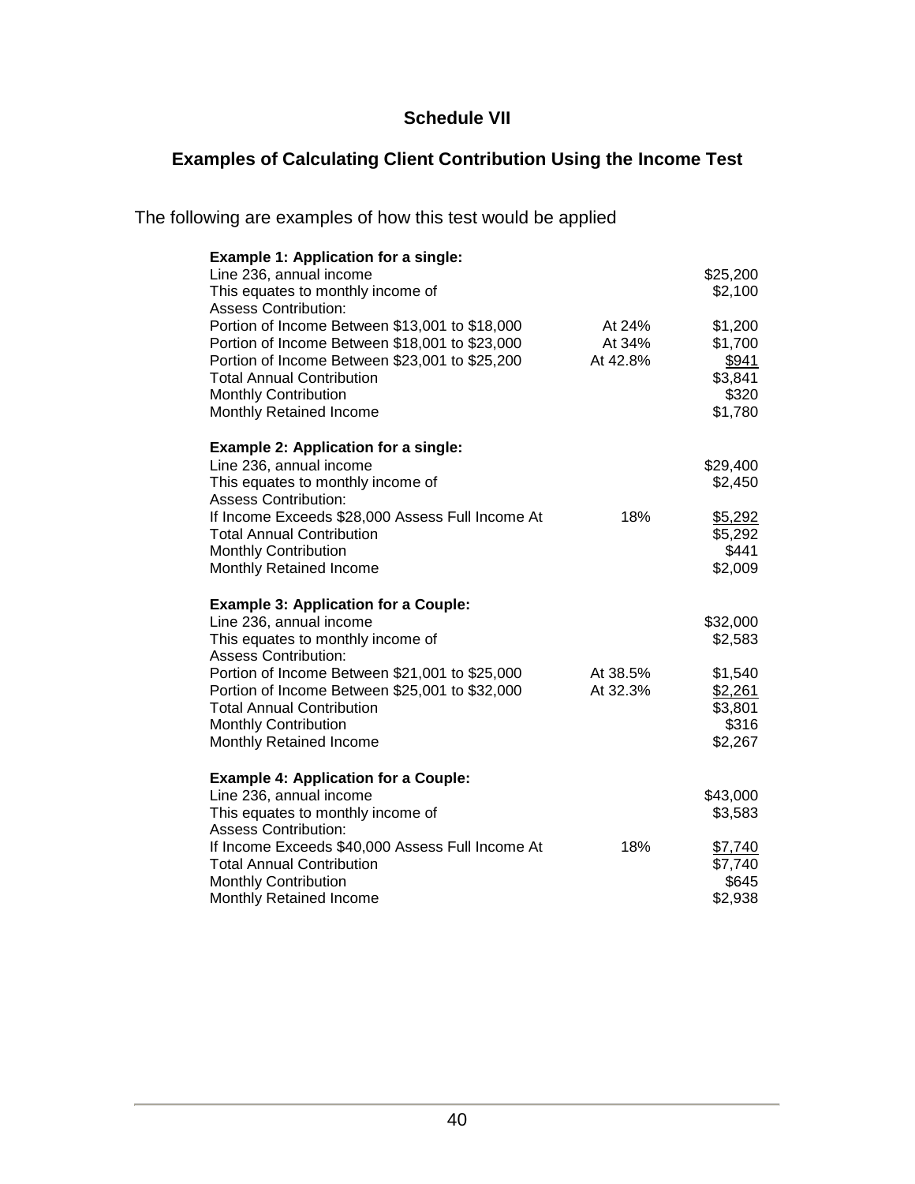## Schedule VII

## Examples of Calculating Client Contribution Using the Income Test

The following are examples of how this test would be applied

| | | |
|---|---|---|
| **Example 1: Application for a single:** | | |
| Line 236, annual income | | $25,200 |
| This equates to monthly income of | | $2,100 |
| Assess Contribution: | | |
| Portion of Income Between $13,001 to $18,000 | At 24% | $1,200 |
| Portion of Income Between $18,001 to $23,000 | At 34% | $1,700 |
| Portion of Income Between $23,001 to $25,200 | At 42.8% | $941 |
| Total Annual Contribution | | $3,841 |
| Monthly Contribution | | $320 |
| Monthly Retained Income | | $1,780 |
| | | |
| **Example 2: Application for a single:** | | |
| Line 236, annual income | | $29,400 |
| This equates to monthly income of | | $2,450 |
| Assess Contribution: | | |
| If Income Exceeds $28,000 Assess Full Income At | 18% | $5,292 |
| Total Annual Contribution | | $5,292 |
| Monthly Contribution | | $441 |
| Monthly Retained Income | | $2,009 |
| | | |
| **Example 3: Application for a Couple:** | | |
| Line 236, annual income | | $32,000 |
| This equates to monthly income of | | $2,583 |
| Assess Contribution: | | |
| Portion of Income Between $21,001 to $25,000 | At 38.5% | $1,540 |
| Portion of Income Between $25,001 to $32,000 | At 32.3% | $2,261 |
| Total Annual Contribution | | $3,801 |
| Monthly Contribution | | $316 |
| Monthly Retained Income | | $2,267 |
| | | |
| **Example 4: Application for a Couple:** | | |
| Line 236, annual income | | $43,000 |
| This equates to monthly income of | | $3,583 |
| Assess Contribution: | | |
| If Income Exceeds $40,000 Assess Full Income At | 18% | $7,740 |
| Total Annual Contribution | | $7,740 |
| Monthly Contribution | | $645 |
| Monthly Retained Income | | $2,938 |